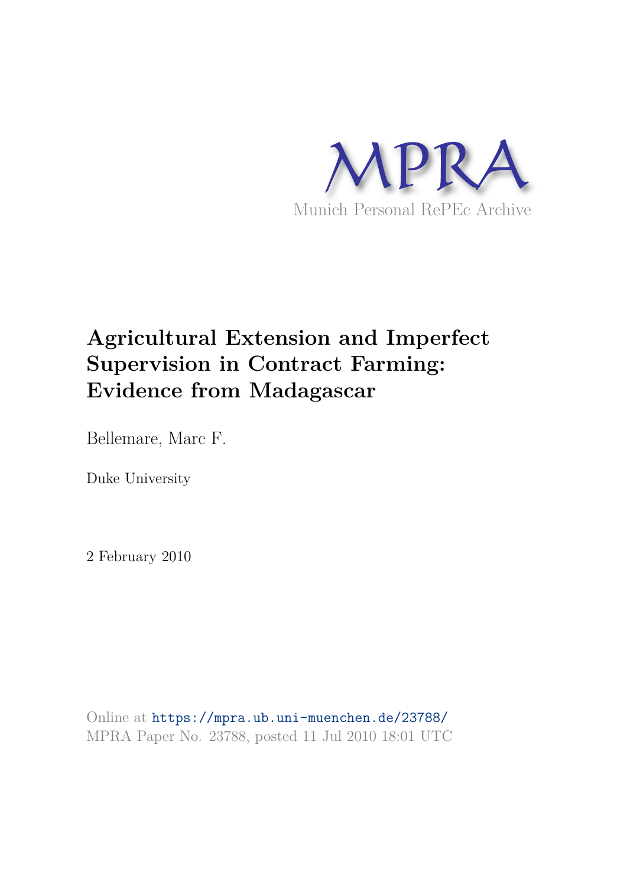MPRA

Munich Personal RePEc Archive

# Agricultural Extension and Imperfect Supervision in Contract Farming: Evidence from Madagascar

Bellemare, Marc F.

Duke University

2 February 2010

Online at https://mpra.ub.uni-muenchen.de/23788/
MPRA Paper No. 23788, posted 11 Jul 2010 18:01 UTC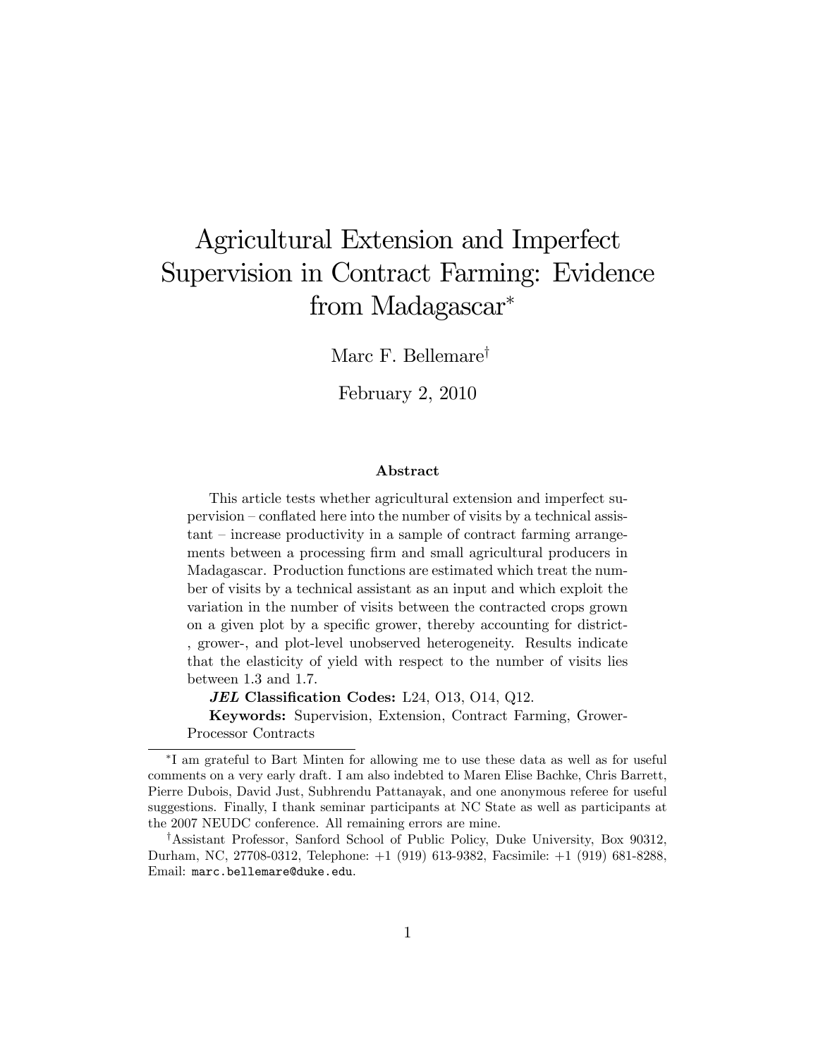# Agricultural Extension and Imperfect Supervision in Contract Farming: Evidence from Madagascar*

Marc F. Bellemare†

February 2, 2010

### Abstract

This article tests whether agricultural extension and imperfect supervision – conflated here into the number of visits by a technical assistant – increase productivity in a sample of contract farming arrangements between a processing firm and small agricultural producers in Madagascar. Production functions are estimated which treat the number of visits by a technical assistant as an input and which exploit the variation in the number of visits between the contracted crops grown on a given plot by a specific grower, thereby accounting for district-, grower-, and plot-level unobserved heterogeneity. Results indicate that the elasticity of yield with respect to the number of visits lies between 1.3 and 1.7.

***JEL* Classification Codes:** L24, O13, O14, Q12.

**Keywords:** Supervision, Extension, Contract Farming, Grower-Processor Contracts

---

*I am grateful to Bart Minten for allowing me to use these data as well as for useful comments on a very early draft. I am also indebted to Maren Elise Bachke, Chris Barrett, Pierre Dubois, David Just, Subhrendu Pattanayak, and one anonymous referee for useful suggestions. Finally, I thank seminar participants at NC State as well as participants at the 2007 NEUDC conference. All remaining errors are mine.

†Assistant Professor, Sanford School of Public Policy, Duke University, Box 90312, Durham, NC, 27708-0312, Telephone: +1 (919) 613-9382, Facsimile: +1 (919) 681-8288, Email: marc.bellemare@duke.edu.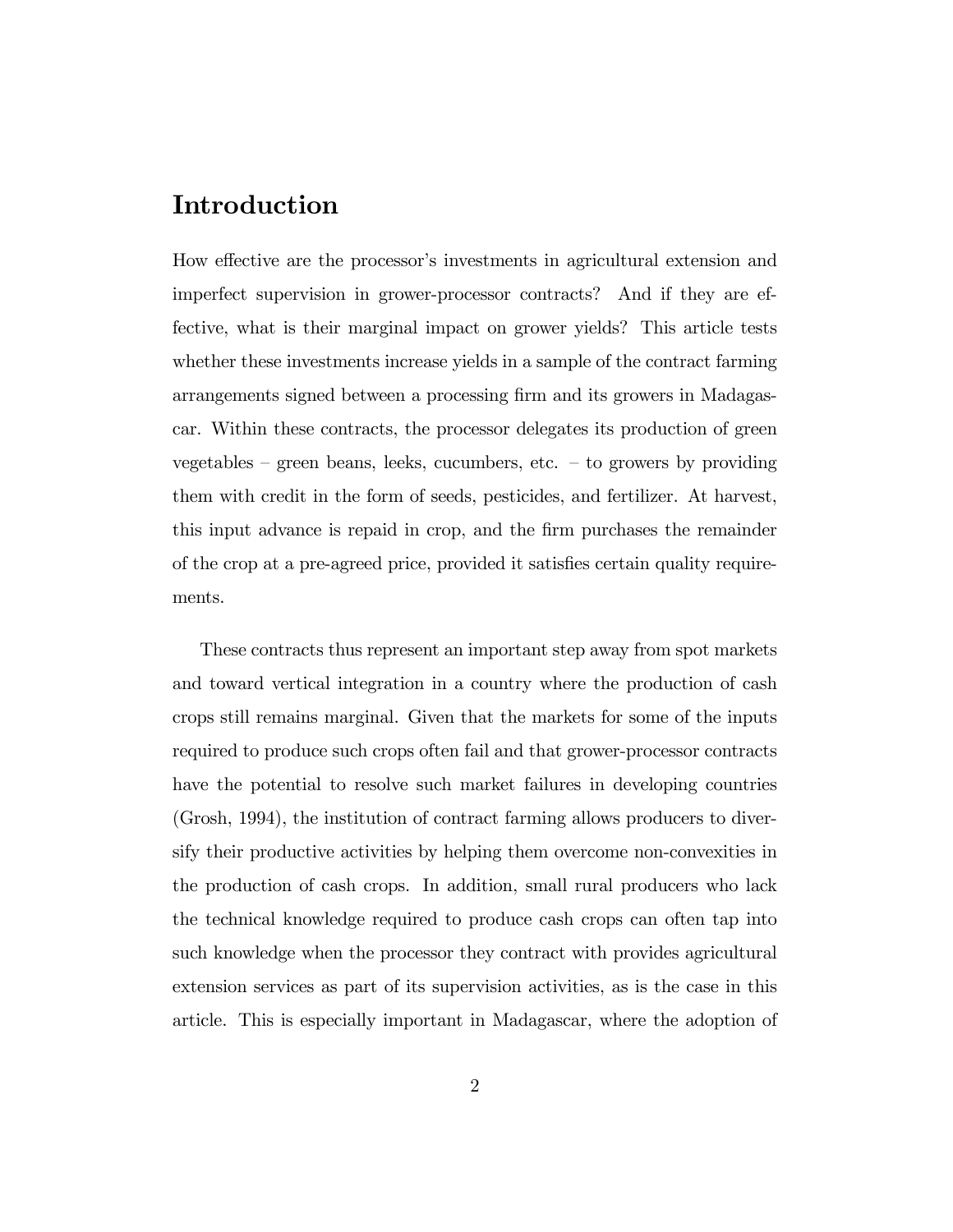# Introduction

How effective are the processor's investments in agricultural extension and imperfect supervision in grower-processor contracts? And if they are effective, what is their marginal impact on grower yields? This article tests whether these investments increase yields in a sample of the contract farming arrangements signed between a processing firm and its growers in Madagascar. Within these contracts, the processor delegates its production of green vegetables – green beans, leeks, cucumbers, etc. – to growers by providing them with credit in the form of seeds, pesticides, and fertilizer. At harvest, this input advance is repaid in crop, and the firm purchases the remainder of the crop at a pre-agreed price, provided it satisfies certain quality requirements.

These contracts thus represent an important step away from spot markets and toward vertical integration in a country where the production of cash crops still remains marginal. Given that the markets for some of the inputs required to produce such crops often fail and that grower-processor contracts have the potential to resolve such market failures in developing countries (Grosh, 1994), the institution of contract farming allows producers to diversify their productive activities by helping them overcome non-convexities in the production of cash crops. In addition, small rural producers who lack the technical knowledge required to produce cash crops can often tap into such knowledge when the processor they contract with provides agricultural extension services as part of its supervision activities, as is the case in this article. This is especially important in Madagascar, where the adoption of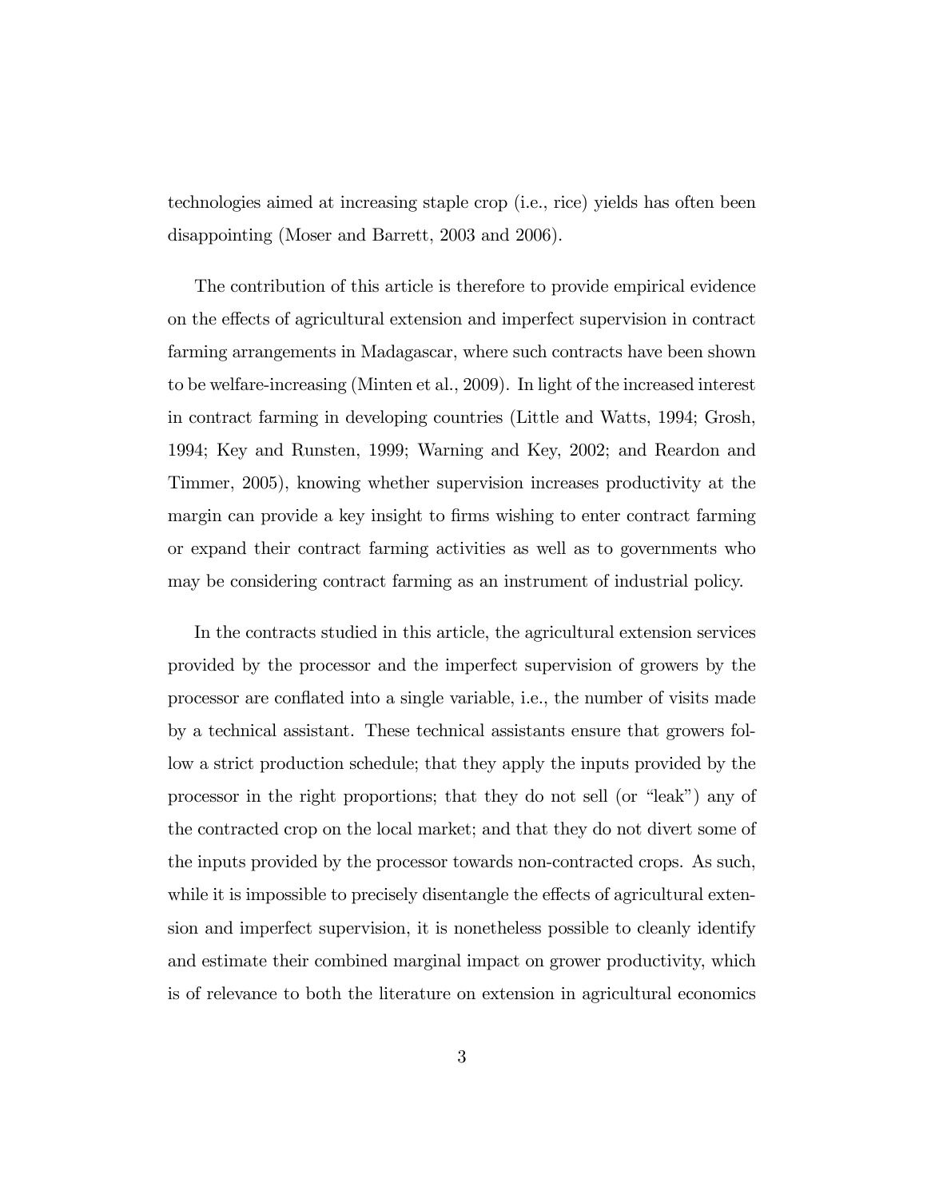technologies aimed at increasing staple crop (i.e., rice) yields has often been disappointing (Moser and Barrett, 2003 and 2006).

The contribution of this article is therefore to provide empirical evidence on the effects of agricultural extension and imperfect supervision in contract farming arrangements in Madagascar, where such contracts have been shown to be welfare-increasing (Minten et al., 2009). In light of the increased interest in contract farming in developing countries (Little and Watts, 1994; Grosh, 1994; Key and Runsten, 1999; Warning and Key, 2002; and Reardon and Timmer, 2005), knowing whether supervision increases productivity at the margin can provide a key insight to firms wishing to enter contract farming or expand their contract farming activities as well as to governments who may be considering contract farming as an instrument of industrial policy.

In the contracts studied in this article, the agricultural extension services provided by the processor and the imperfect supervision of growers by the processor are conflated into a single variable, i.e., the number of visits made by a technical assistant. These technical assistants ensure that growers follow a strict production schedule; that they apply the inputs provided by the processor in the right proportions; that they do not sell (or "leak") any of the contracted crop on the local market; and that they do not divert some of the inputs provided by the processor towards non-contracted crops. As such, while it is impossible to precisely disentangle the effects of agricultural extension and imperfect supervision, it is nonetheless possible to cleanly identify and estimate their combined marginal impact on grower productivity, which is of relevance to both the literature on extension in agricultural economics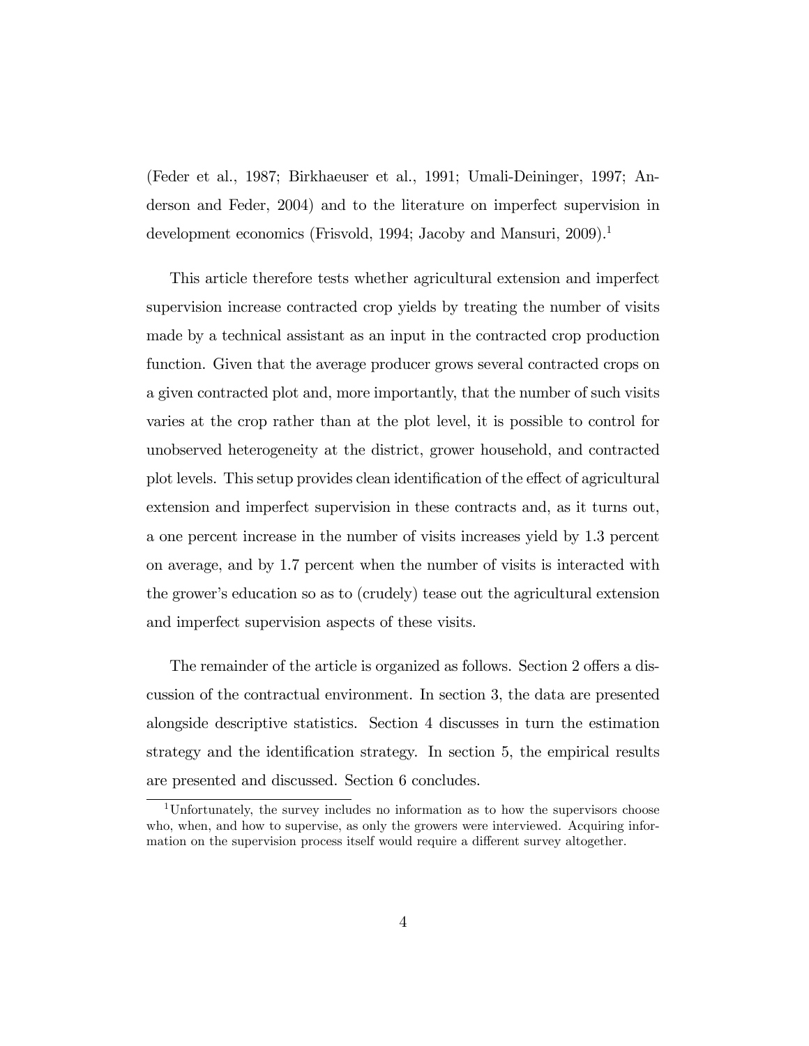(Feder et al., 1987; Birkhaeuser et al., 1991; Umali-Deininger, 1997; Anderson and Feder, 2004) and to the literature on imperfect supervision in development economics (Frisvold, 1994; Jacoby and Mansuri, 2009).[1]

This article therefore tests whether agricultural extension and imperfect supervision increase contracted crop yields by treating the number of visits made by a technical assistant as an input in the contracted crop production function. Given that the average producer grows several contracted crops on a given contracted plot and, more importantly, that the number of such visits varies at the crop rather than at the plot level, it is possible to control for unobserved heterogeneity at the district, grower household, and contracted plot levels. This setup provides clean identification of the effect of agricultural extension and imperfect supervision in these contracts and, as it turns out, a one percent increase in the number of visits increases yield by 1.3 percent on average, and by 1.7 percent when the number of visits is interacted with the grower's education so as to (crudely) tease out the agricultural extension and imperfect supervision aspects of these visits.

The remainder of the article is organized as follows. Section 2 offers a discussion of the contractual environment. In section 3, the data are presented alongside descriptive statistics. Section 4 discusses in turn the estimation strategy and the identification strategy. In section 5, the empirical results are presented and discussed. Section 6 concludes.

[1] Unfortunately, the survey includes no information as to how the supervisors choose who, when, and how to supervise, as only the growers were interviewed. Acquiring information on the supervision process itself would require a different survey altogether.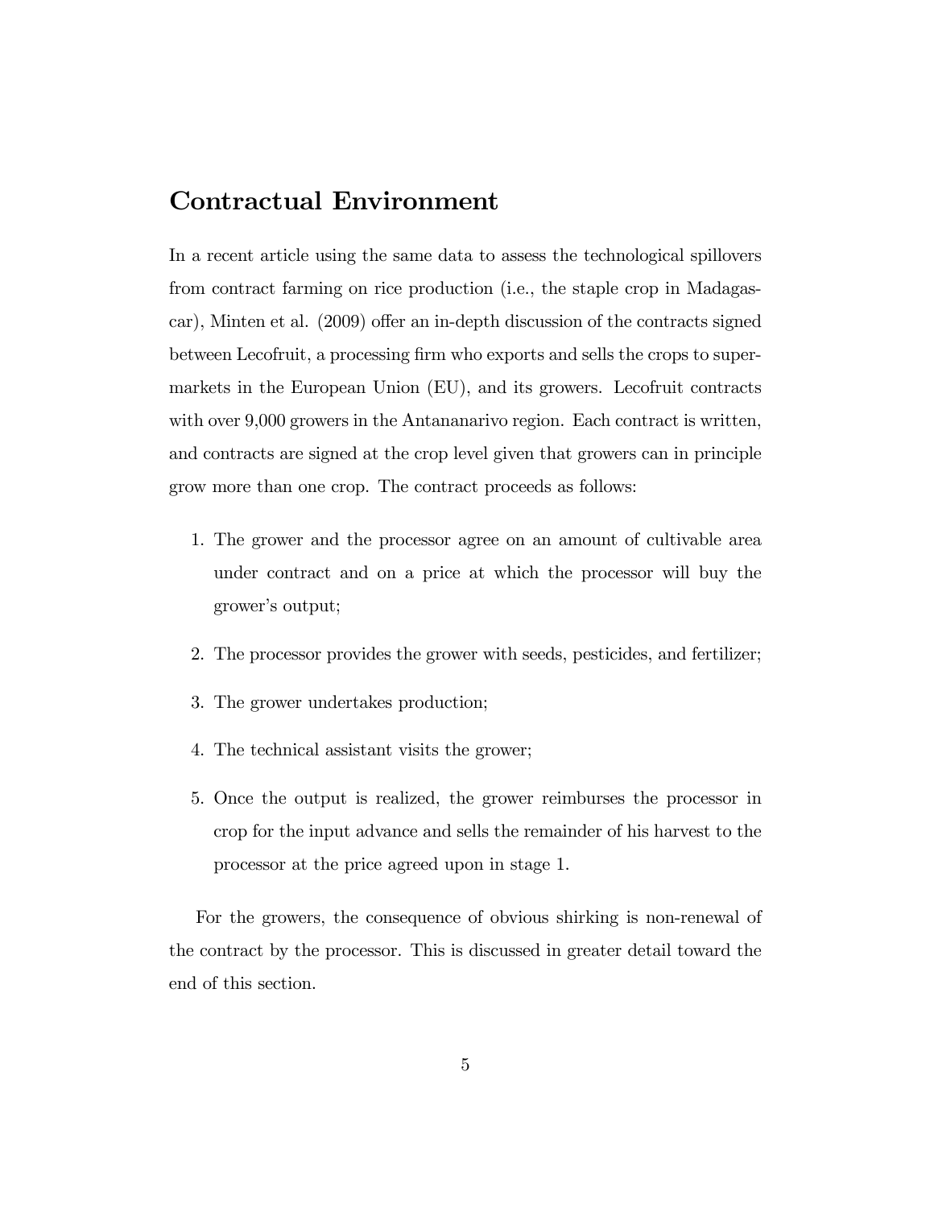## Contractual Environment

In a recent article using the same data to assess the technological spillovers from contract farming on rice production (i.e., the staple crop in Madagascar), Minten et al. (2009) offer an in-depth discussion of the contracts signed between Lecofruit, a processing firm who exports and sells the crops to supermarkets in the European Union (EU), and its growers. Lecofruit contracts with over 9,000 growers in the Antananarivo region. Each contract is written, and contracts are signed at the crop level given that growers can in principle grow more than one crop. The contract proceeds as follows:

1. The grower and the processor agree on an amount of cultivable area under contract and on a price at which the processor will buy the grower's output;
2. The processor provides the grower with seeds, pesticides, and fertilizer;
3. The grower undertakes production;
4. The technical assistant visits the grower;
5. Once the output is realized, the grower reimburses the processor in crop for the input advance and sells the remainder of his harvest to the processor at the price agreed upon in stage 1.

For the growers, the consequence of obvious shirking is non-renewal of the contract by the processor. This is discussed in greater detail toward the end of this section.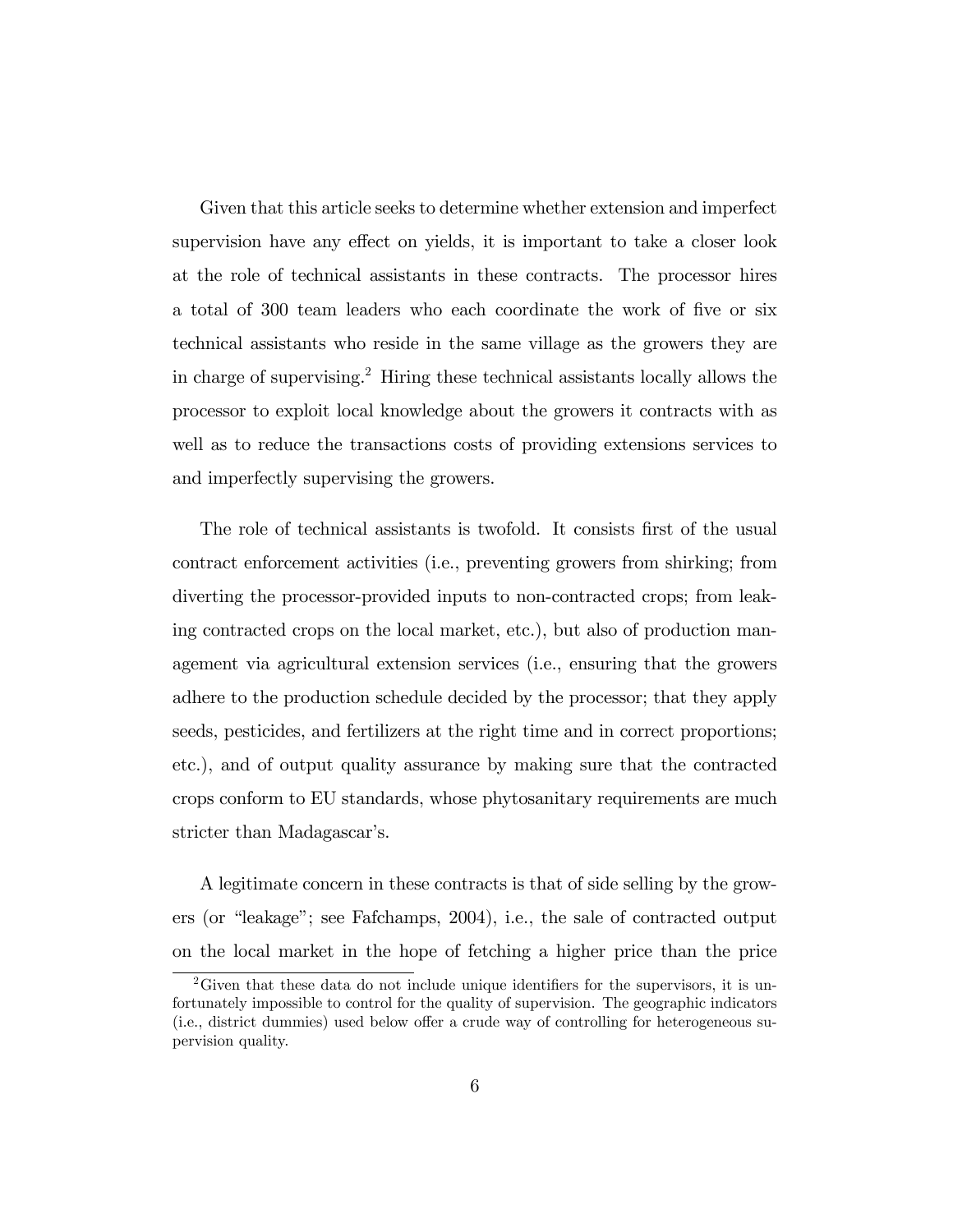Given that this article seeks to determine whether extension and imperfect supervision have any effect on yields, it is important to take a closer look at the role of technical assistants in these contracts. The processor hires a total of 300 team leaders who each coordinate the work of five or six technical assistants who reside in the same village as the growers they are in charge of supervising.[2] Hiring these technical assistants locally allows the processor to exploit local knowledge about the growers it contracts with as well as to reduce the transactions costs of providing extensions services to and imperfectly supervising the growers.

The role of technical assistants is twofold. It consists first of the usual contract enforcement activities (i.e., preventing growers from shirking; from diverting the processor-provided inputs to non-contracted crops; from leaking contracted crops on the local market, etc.), but also of production management via agricultural extension services (i.e., ensuring that the growers adhere to the production schedule decided by the processor; that they apply seeds, pesticides, and fertilizers at the right time and in correct proportions; etc.), and of output quality assurance by making sure that the contracted crops conform to EU standards, whose phytosanitary requirements are much stricter than Madagascar's.

A legitimate concern in these contracts is that of side selling by the growers (or "leakage"; see Fafchamps, 2004), i.e., the sale of contracted output on the local market in the hope of fetching a higher price than the price

[2] Given that these data do not include unique identifiers for the supervisors, it is unfortunately impossible to control for the quality of supervision. The geographic indicators (i.e., district dummies) used below offer a crude way of controlling for heterogeneous supervision quality.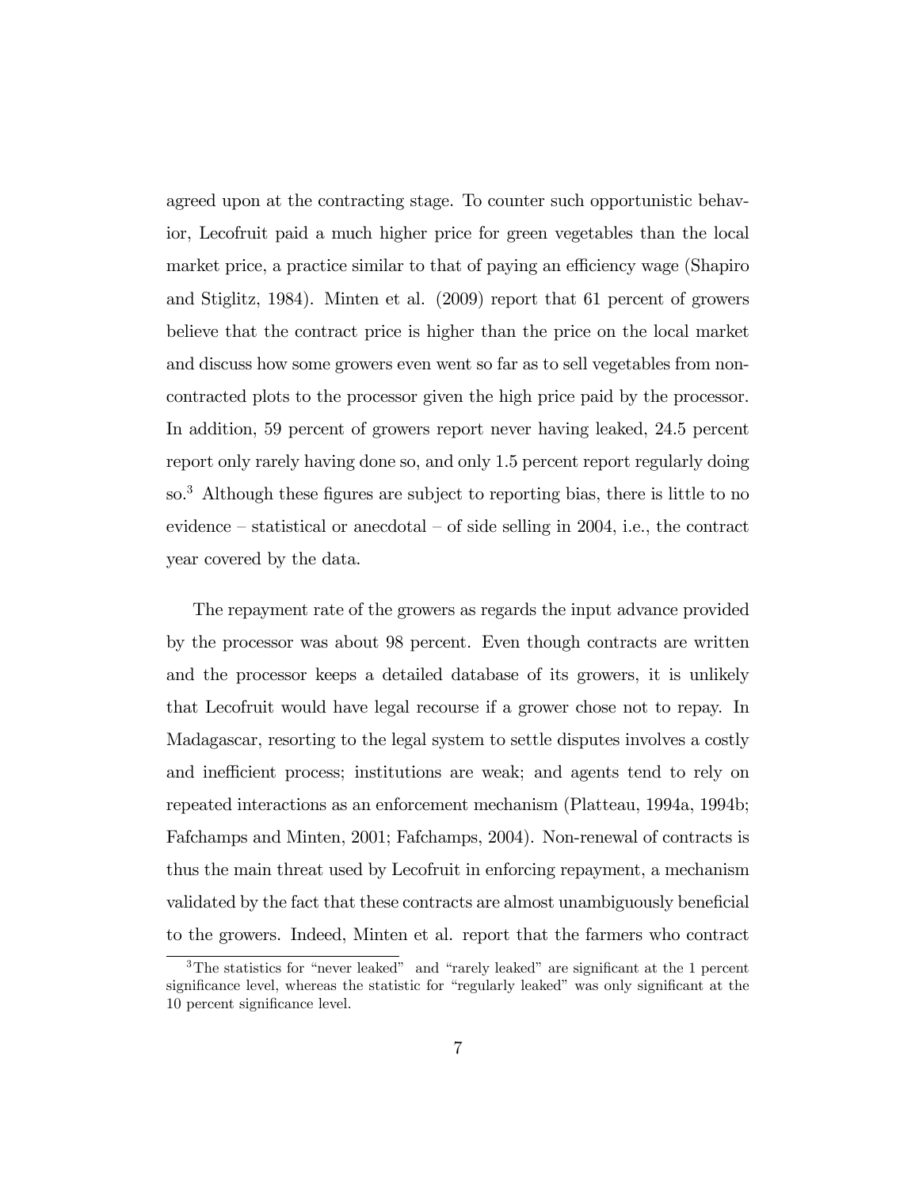agreed upon at the contracting stage. To counter such opportunistic behavior, Lecofruit paid a much higher price for green vegetables than the local market price, a practice similar to that of paying an efficiency wage (Shapiro and Stiglitz, 1984). Minten et al. (2009) report that 61 percent of growers believe that the contract price is higher than the price on the local market and discuss how some growers even went so far as to sell vegetables from non-contracted plots to the processor given the high price paid by the processor. In addition, 59 percent of growers report never having leaked, 24.5 percent report only rarely having done so, and only 1.5 percent report regularly doing so.[3] Although these figures are subject to reporting bias, there is little to no evidence – statistical or anecdotal – of side selling in 2004, i.e., the contract year covered by the data.

The repayment rate of the growers as regards the input advance provided by the processor was about 98 percent. Even though contracts are written and the processor keeps a detailed database of its growers, it is unlikely that Lecofruit would have legal recourse if a grower chose not to repay. In Madagascar, resorting to the legal system to settle disputes involves a costly and inefficient process; institutions are weak; and agents tend to rely on repeated interactions as an enforcement mechanism (Platteau, 1994a, 1994b; Fafchamps and Minten, 2001; Fafchamps, 2004). Non-renewal of contracts is thus the main threat used by Lecofruit in enforcing repayment, a mechanism validated by the fact that these contracts are almost unambiguously beneficial to the growers. Indeed, Minten et al. report that the farmers who contract

[3] The statistics for "never leaked" and "rarely leaked" are significant at the 1 percent significance level, whereas the statistic for "regularly leaked" was only significant at the 10 percent significance level.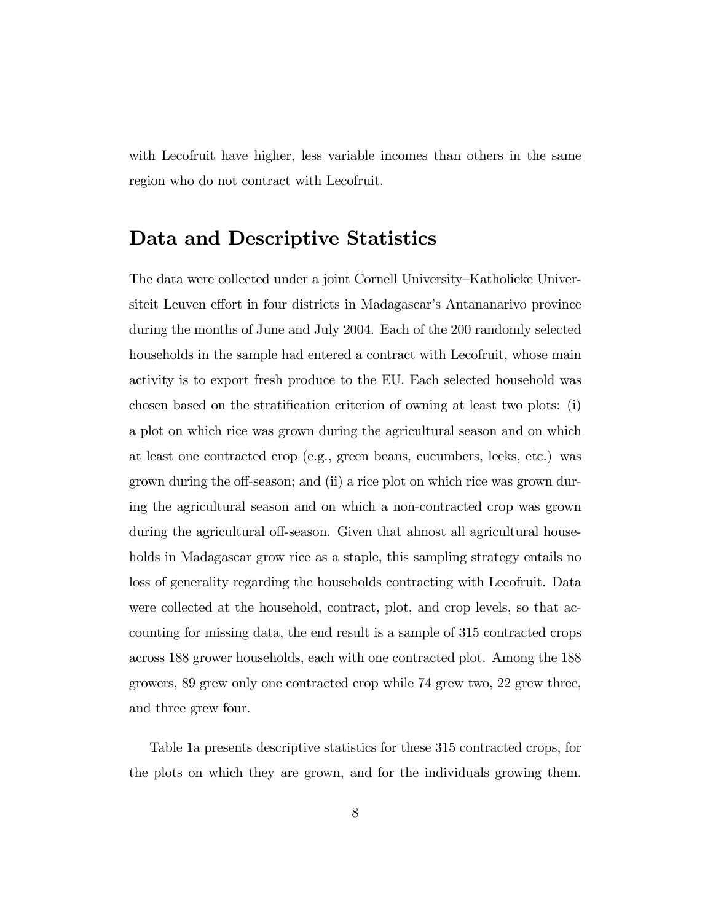with Lecofruit have higher, less variable incomes than others in the same region who do not contract with Lecofruit.

## Data and Descriptive Statistics

The data were collected under a joint Cornell University–Katholieke Universiteit Leuven effort in four districts in Madagascar's Antananarivo province during the months of June and July 2004. Each of the 200 randomly selected households in the sample had entered a contract with Lecofruit, whose main activity is to export fresh produce to the EU. Each selected household was chosen based on the stratification criterion of owning at least two plots: (i) a plot on which rice was grown during the agricultural season and on which at least one contracted crop (e.g., green beans, cucumbers, leeks, etc.) was grown during the off-season; and (ii) a rice plot on which rice was grown during the agricultural season and on which a non-contracted crop was grown during the agricultural off-season. Given that almost all agricultural households in Madagascar grow rice as a staple, this sampling strategy entails no loss of generality regarding the households contracting with Lecofruit. Data were collected at the household, contract, plot, and crop levels, so that accounting for missing data, the end result is a sample of 315 contracted crops across 188 grower households, each with one contracted plot. Among the 188 growers, 89 grew only one contracted crop while 74 grew two, 22 grew three, and three grew four.

Table 1a presents descriptive statistics for these 315 contracted crops, for the plots on which they are grown, and for the individuals growing them.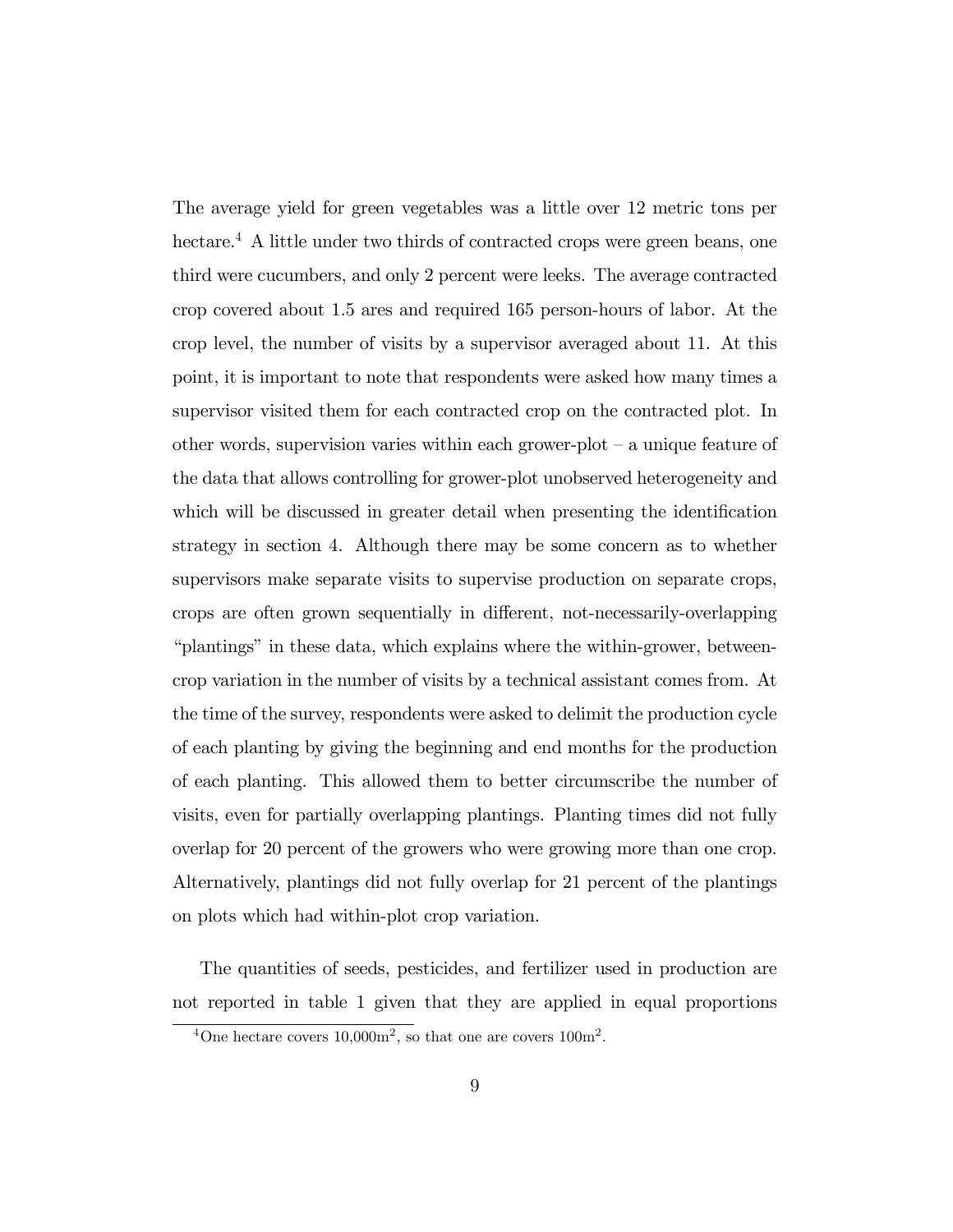The average yield for green vegetables was a little over 12 metric tons per hectare.[4] A little under two thirds of contracted crops were green beans, one third were cucumbers, and only 2 percent were leeks. The average contracted crop covered about 1.5 ares and required 165 person-hours of labor. At the crop level, the number of visits by a supervisor averaged about 11. At this point, it is important to note that respondents were asked how many times a supervisor visited them for each contracted crop on the contracted plot. In other words, supervision varies within each grower-plot – a unique feature of the data that allows controlling for grower-plot unobserved heterogeneity and which will be discussed in greater detail when presenting the identification strategy in section 4. Although there may be some concern as to whether supervisors make separate visits to supervise production on separate crops, crops are often grown sequentially in different, not-necessarily-overlapping "plantings" in these data, which explains where the within-grower, between-crop variation in the number of visits by a technical assistant comes from. At the time of the survey, respondents were asked to delimit the production cycle of each planting by giving the beginning and end months for the production of each planting. This allowed them to better circumscribe the number of visits, even for partially overlapping plantings. Planting times did not fully overlap for 20 percent of the growers who were growing more than one crop. Alternatively, plantings did not fully overlap for 21 percent of the plantings on plots which had within-plot crop variation.

The quantities of seeds, pesticides, and fertilizer used in production are not reported in table 1 given that they are applied in equal proportions

[4] One hectare covers 10,000m$^2$, so that one are covers 100m$^2$.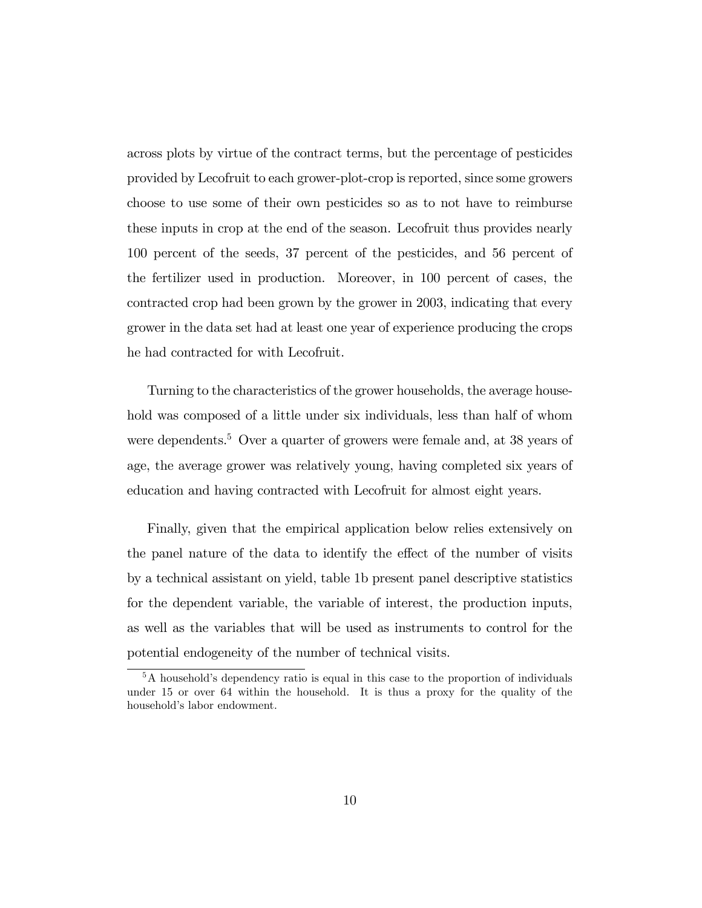across plots by virtue of the contract terms, but the percentage of pesticides provided by Lecofruit to each grower-plot-crop is reported, since some growers choose to use some of their own pesticides so as to not have to reimburse these inputs in crop at the end of the season. Lecofruit thus provides nearly 100 percent of the seeds, 37 percent of the pesticides, and 56 percent of the fertilizer used in production. Moreover, in 100 percent of cases, the contracted crop had been grown by the grower in 2003, indicating that every grower in the data set had at least one year of experience producing the crops he had contracted for with Lecofruit.

Turning to the characteristics of the grower households, the average household was composed of a little under six individuals, less than half of whom were dependents.[5] Over a quarter of growers were female and, at 38 years of age, the average grower was relatively young, having completed six years of education and having contracted with Lecofruit for almost eight years.

Finally, given that the empirical application below relies extensively on the panel nature of the data to identify the effect of the number of visits by a technical assistant on yield, table 1b present panel descriptive statistics for the dependent variable, the variable of interest, the production inputs, as well as the variables that will be used as instruments to control for the potential endogeneity of the number of technical visits.

[5] A household's dependency ratio is equal in this case to the proportion of individuals under 15 or over 64 within the household. It is thus a proxy for the quality of the household's labor endowment.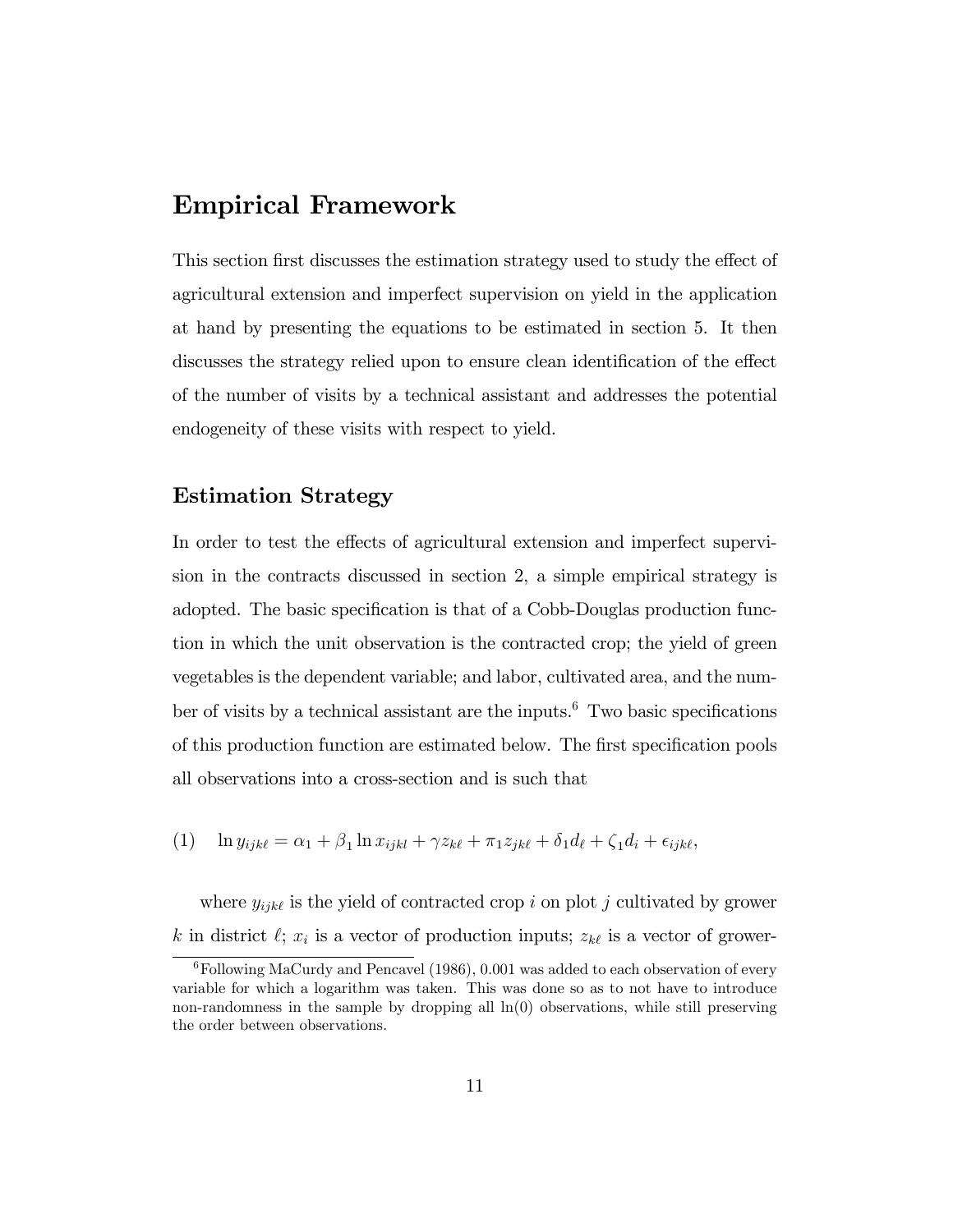## Empirical Framework

This section first discusses the estimation strategy used to study the effect of agricultural extension and imperfect supervision on yield in the application at hand by presenting the equations to be estimated in section 5. It then discusses the strategy relied upon to ensure clean identification of the effect of the number of visits by a technical assistant and addresses the potential endogeneity of these visits with respect to yield.

### Estimation Strategy

In order to test the effects of agricultural extension and imperfect supervision in the contracts discussed in section 2, a simple empirical strategy is adopted. The basic specification is that of a Cobb-Douglas production function in which the unit observation is the contracted crop; the yield of green vegetables is the dependent variable; and labor, cultivated area, and the number of visits by a technical assistant are the inputs.[6] Two basic specifications of this production function are estimated below. The first specification pools all observations into a cross-section and is such that

$$\text{(1)} \quad \ln y_{ijk\ell} = \alpha_1 + \beta_1 \ln x_{ijkl} + \gamma z_{k\ell} + \pi_1 z_{jk\ell} + \delta_1 d_\ell + \zeta_1 d_i + \epsilon_{ijk\ell},$$

where $y_{ijk\ell}$ is the yield of contracted crop $i$ on plot $j$ cultivated by grower $k$ in district $\ell$; $x_i$ is a vector of production inputs; $z_{k\ell}$ is a vector of grower-

[6] Following MaCurdy and Pencavel (1986), 0.001 was added to each observation of every variable for which a logarithm was taken. This was done so as to not have to introduce non-randomness in the sample by dropping all ln(0) observations, while still preserving the order between observations.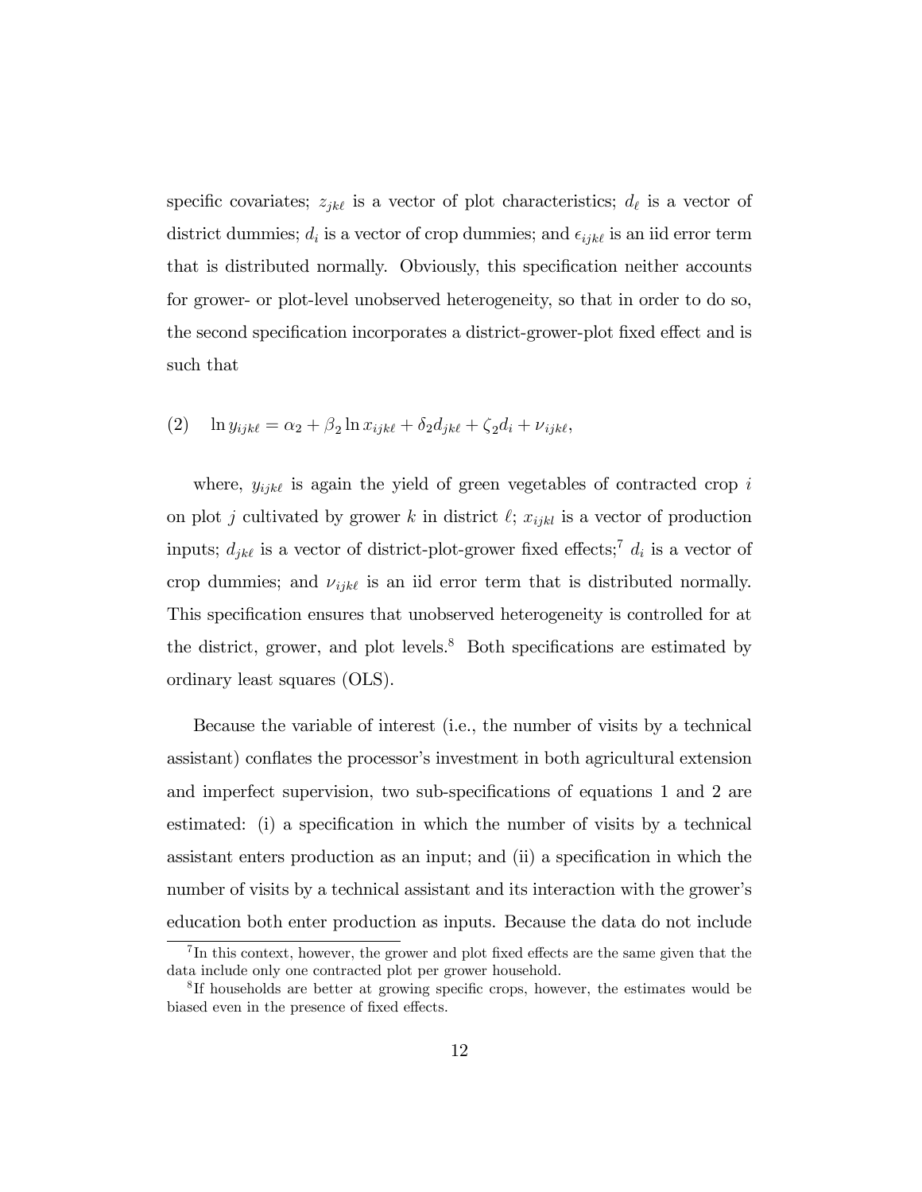specific covariates; $z_{jk\ell}$ is a vector of plot characteristics; $d_\ell$ is a vector of district dummies; $d_i$ is a vector of crop dummies; and $\epsilon_{ijk\ell}$ is an iid error term that is distributed normally. Obviously, this specification neither accounts for grower- or plot-level unobserved heterogeneity, so that in order to do so, the second specification incorporates a district-grower-plot fixed effect and is such that

$$(2) \quad \ln y_{ijk\ell} = \alpha_2 + \beta_2 \ln x_{ijk\ell} + \delta_2 d_{jk\ell} + \zeta_2 d_i + \nu_{ijk\ell},$$

where, $y_{ijk\ell}$ is again the yield of green vegetables of contracted crop $i$ on plot $j$ cultivated by grower $k$ in district $\ell$; $x_{ijkl}$ is a vector of production inputs; $d_{jk\ell}$ is a vector of district-plot-grower fixed effects;[7] $d_i$ is a vector of crop dummies; and $\nu_{ijk\ell}$ is an iid error term that is distributed normally. This specification ensures that unobserved heterogeneity is controlled for at the district, grower, and plot levels.[8] Both specifications are estimated by ordinary least squares (OLS).

Because the variable of interest (i.e., the number of visits by a technical assistant) conflates the processor's investment in both agricultural extension and imperfect supervision, two sub-specifications of equations 1 and 2 are estimated: (i) a specification in which the number of visits by a technical assistant enters production as an input; and (ii) a specification in which the number of visits by a technical assistant and its interaction with the grower's education both enter production as inputs. Because the data do not include

[7] In this context, however, the grower and plot fixed effects are the same given that the data include only one contracted plot per grower household.

[8] If households are better at growing specific crops, however, the estimates would be biased even in the presence of fixed effects.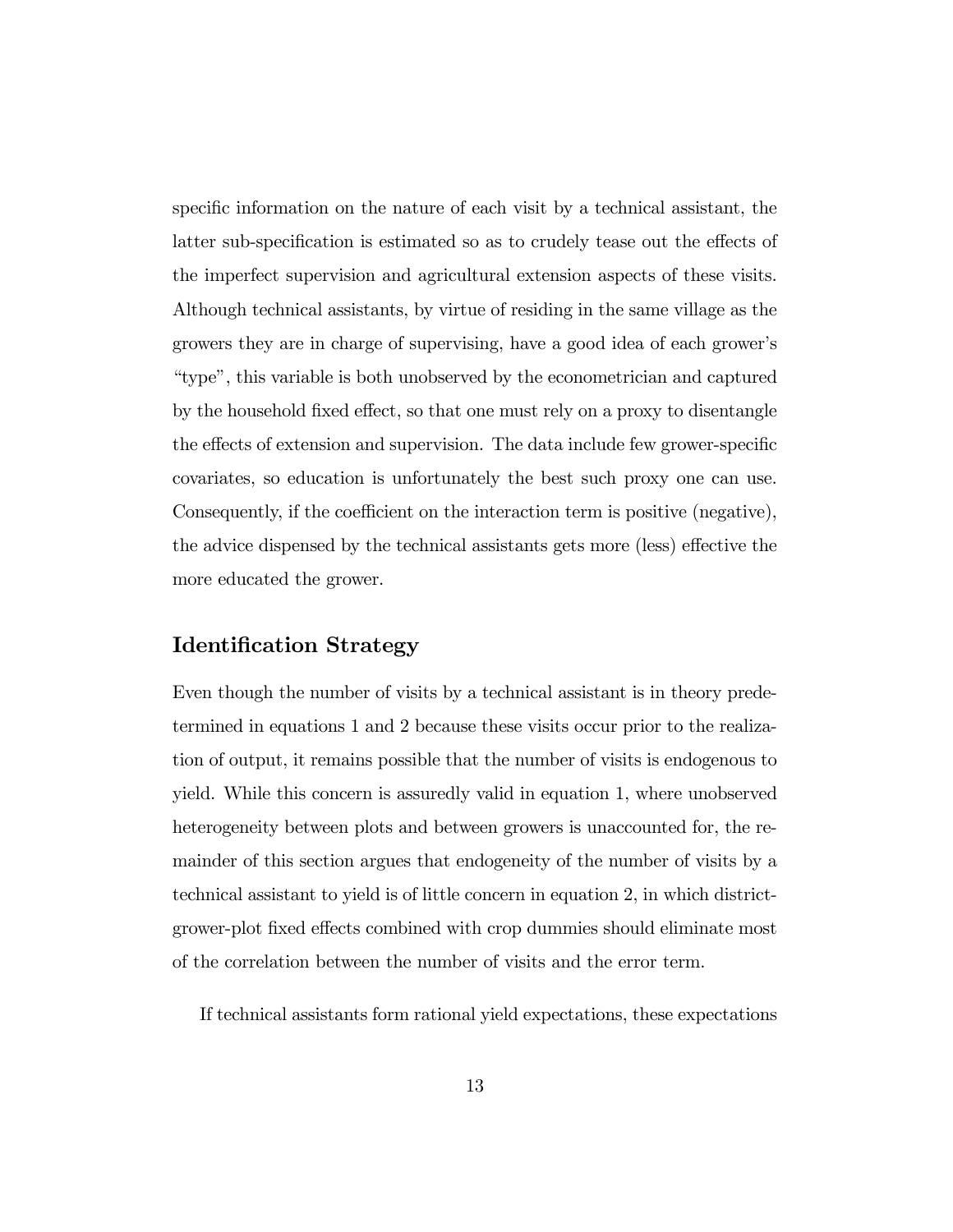specific information on the nature of each visit by a technical assistant, the latter sub-specification is estimated so as to crudely tease out the effects of the imperfect supervision and agricultural extension aspects of these visits. Although technical assistants, by virtue of residing in the same village as the growers they are in charge of supervising, have a good idea of each grower's "type", this variable is both unobserved by the econometrician and captured by the household fixed effect, so that one must rely on a proxy to disentangle the effects of extension and supervision. The data include few grower-specific covariates, so education is unfortunately the best such proxy one can use. Consequently, if the coefficient on the interaction term is positive (negative), the advice dispensed by the technical assistants gets more (less) effective the more educated the grower.

## Identification Strategy

Even though the number of visits by a technical assistant is in theory predetermined in equations 1 and 2 because these visits occur prior to the realization of output, it remains possible that the number of visits is endogenous to yield. While this concern is assuredly valid in equation 1, where unobserved heterogeneity between plots and between growers is unaccounted for, the remainder of this section argues that endogeneity of the number of visits by a technical assistant to yield is of little concern in equation 2, in which district-grower-plot fixed effects combined with crop dummies should eliminate most of the correlation between the number of visits and the error term.

If technical assistants form rational yield expectations, these expectations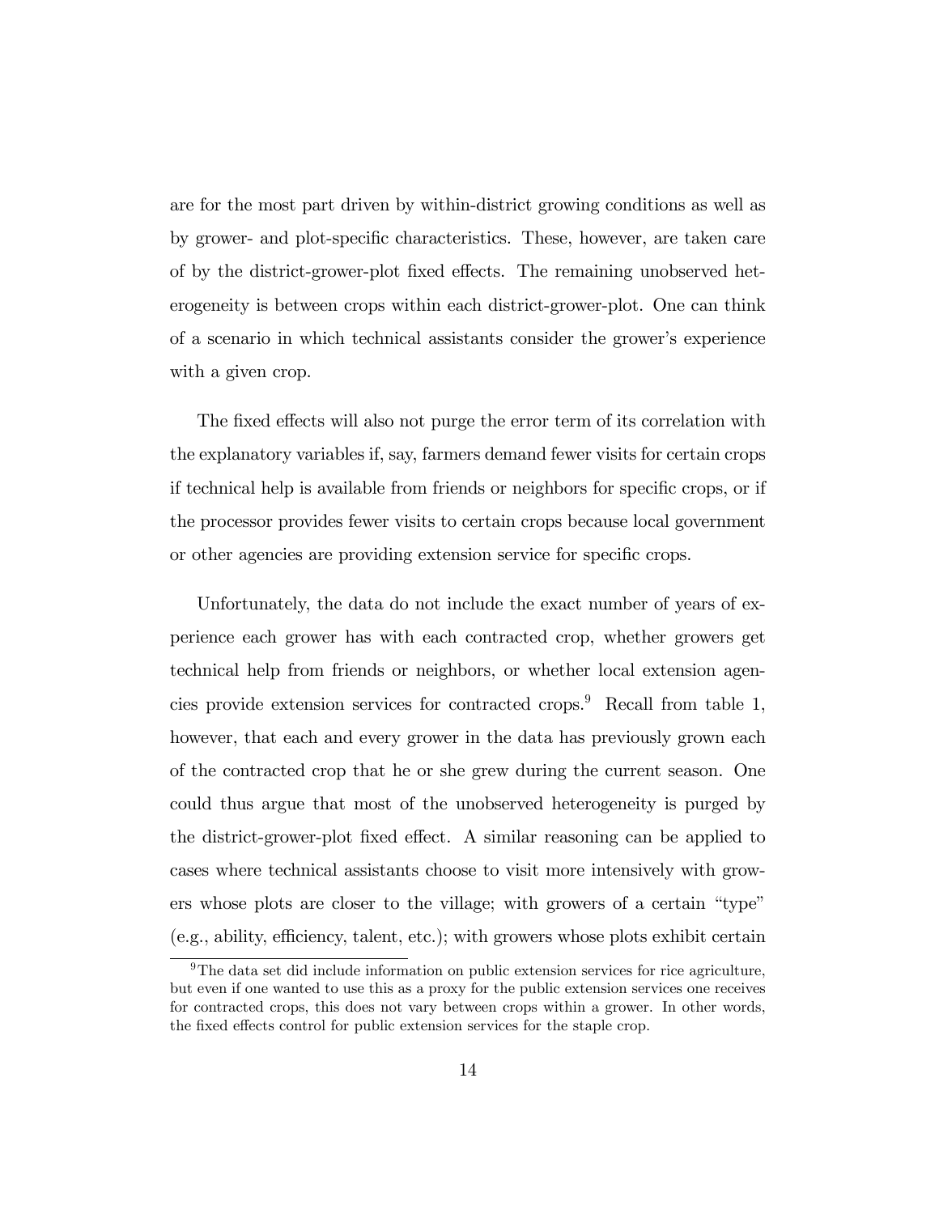are for the most part driven by within-district growing conditions as well as by grower- and plot-specific characteristics. These, however, are taken care of by the district-grower-plot fixed effects. The remaining unobserved heterogeneity is between crops within each district-grower-plot. One can think of a scenario in which technical assistants consider the grower's experience with a given crop.

The fixed effects will also not purge the error term of its correlation with the explanatory variables if, say, farmers demand fewer visits for certain crops if technical help is available from friends or neighbors for specific crops, or if the processor provides fewer visits to certain crops because local government or other agencies are providing extension service for specific crops.

Unfortunately, the data do not include the exact number of years of experience each grower has with each contracted crop, whether growers get technical help from friends or neighbors, or whether local extension agencies provide extension services for contracted crops.[9] Recall from table 1, however, that each and every grower in the data has previously grown each of the contracted crop that he or she grew during the current season. One could thus argue that most of the unobserved heterogeneity is purged by the district-grower-plot fixed effect. A similar reasoning can be applied to cases where technical assistants choose to visit more intensively with growers whose plots are closer to the village; with growers of a certain "type" (e.g., ability, efficiency, talent, etc.); with growers whose plots exhibit certain

[9] The data set did include information on public extension services for rice agriculture, but even if one wanted to use this as a proxy for the public extension services one receives for contracted crops, this does not vary between crops within a grower. In other words, the fixed effects control for public extension services for the staple crop.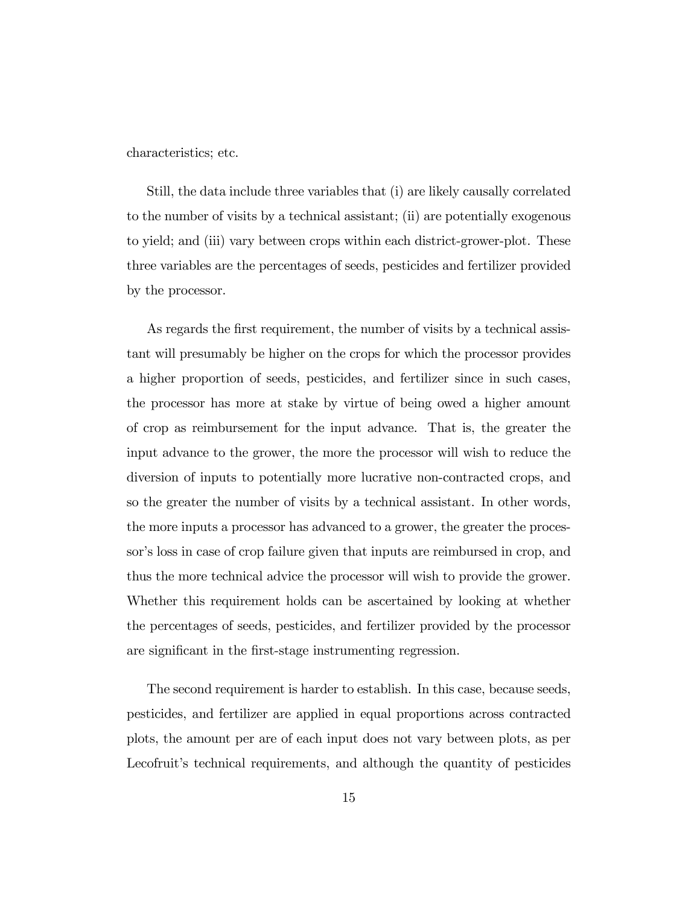characteristics; etc.

Still, the data include three variables that (i) are likely causally correlated to the number of visits by a technical assistant; (ii) are potentially exogenous to yield; and (iii) vary between crops within each district-grower-plot. These three variables are the percentages of seeds, pesticides and fertilizer provided by the processor.

As regards the first requirement, the number of visits by a technical assistant will presumably be higher on the crops for which the processor provides a higher proportion of seeds, pesticides, and fertilizer since in such cases, the processor has more at stake by virtue of being owed a higher amount of crop as reimbursement for the input advance. That is, the greater the input advance to the grower, the more the processor will wish to reduce the diversion of inputs to potentially more lucrative non-contracted crops, and so the greater the number of visits by a technical assistant. In other words, the more inputs a processor has advanced to a grower, the greater the processor's loss in case of crop failure given that inputs are reimbursed in crop, and thus the more technical advice the processor will wish to provide the grower. Whether this requirement holds can be ascertained by looking at whether the percentages of seeds, pesticides, and fertilizer provided by the processor are significant in the first-stage instrumenting regression.

The second requirement is harder to establish. In this case, because seeds, pesticides, and fertilizer are applied in equal proportions across contracted plots, the amount per are of each input does not vary between plots, as per Lecofruit's technical requirements, and although the quantity of pesticides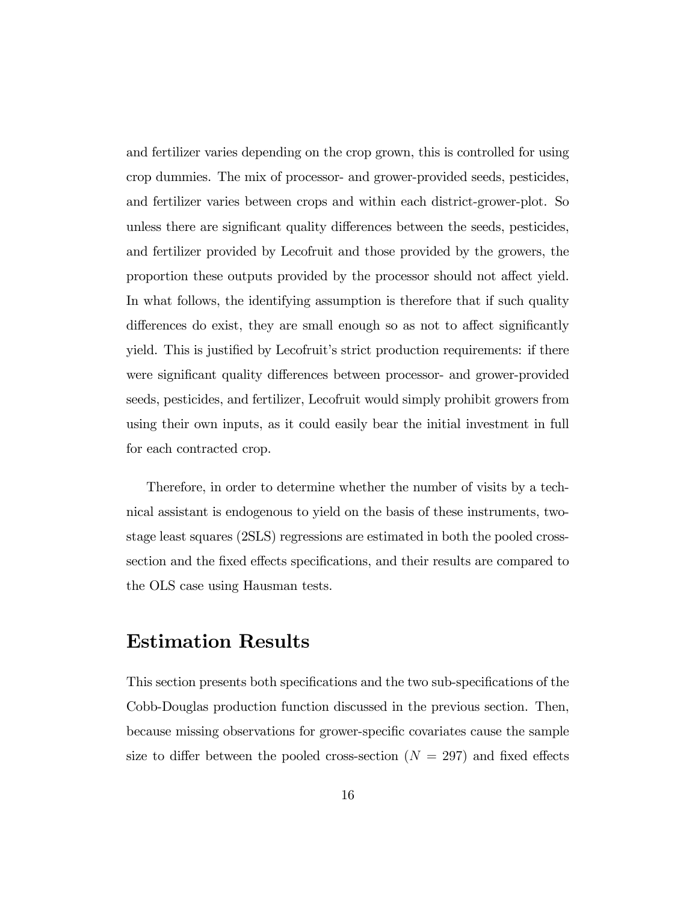and fertilizer varies depending on the crop grown, this is controlled for using crop dummies. The mix of processor- and grower-provided seeds, pesticides, and fertilizer varies between crops and within each district-grower-plot. So unless there are significant quality differences between the seeds, pesticides, and fertilizer provided by Lecofruit and those provided by the growers, the proportion these outputs provided by the processor should not affect yield. In what follows, the identifying assumption is therefore that if such quality differences do exist, they are small enough so as not to affect significantly yield. This is justified by Lecofruit's strict production requirements: if there were significant quality differences between processor- and grower-provided seeds, pesticides, and fertilizer, Lecofruit would simply prohibit growers from using their own inputs, as it could easily bear the initial investment in full for each contracted crop.

Therefore, in order to determine whether the number of visits by a technical assistant is endogenous to yield on the basis of these instruments, two-stage least squares (2SLS) regressions are estimated in both the pooled cross-section and the fixed effects specifications, and their results are compared to the OLS case using Hausman tests.

## Estimation Results

This section presents both specifications and the two sub-specifications of the Cobb-Douglas production function discussed in the previous section. Then, because missing observations for grower-specific covariates cause the sample size to differ between the pooled cross-section ($N = 297$) and fixed effects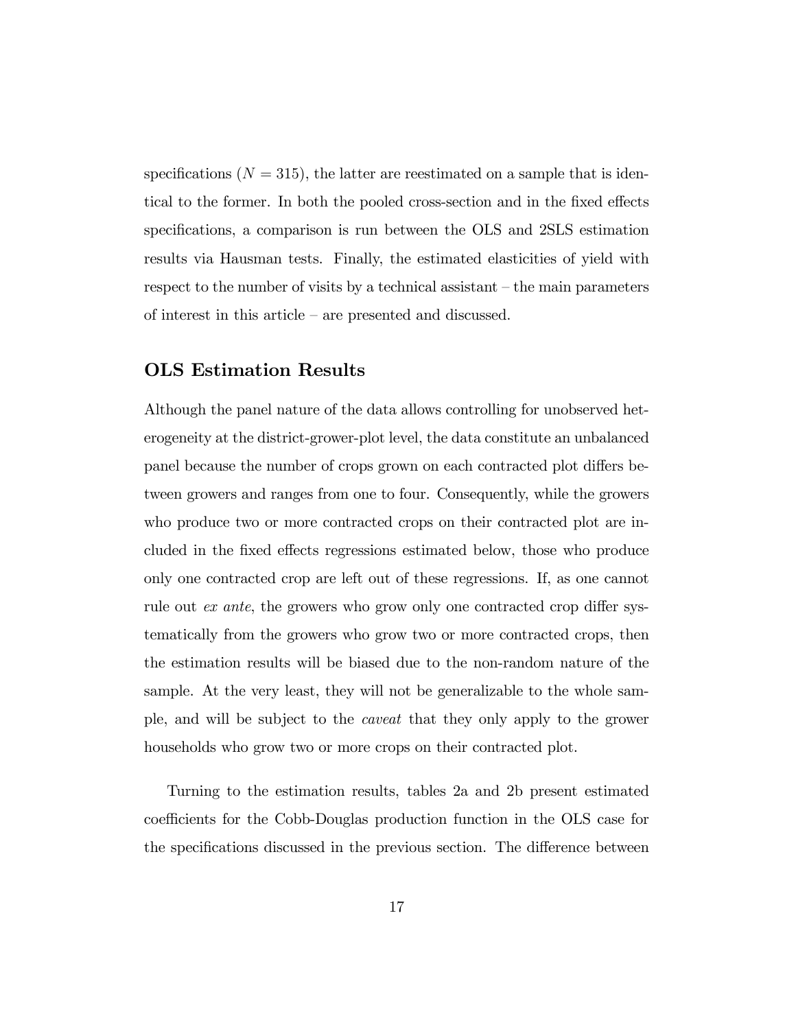specifications ($N = 315$), the latter are reestimated on a sample that is identical to the former. In both the pooled cross-section and in the fixed effects specifications, a comparison is run between the OLS and 2SLS estimation results via Hausman tests. Finally, the estimated elasticities of yield with respect to the number of visits by a technical assistant – the main parameters of interest in this article – are presented and discussed.

## OLS Estimation Results

Although the panel nature of the data allows controlling for unobserved heterogeneity at the district-grower-plot level, the data constitute an unbalanced panel because the number of crops grown on each contracted plot differs between growers and ranges from one to four. Consequently, while the growers who produce two or more contracted crops on their contracted plot are included in the fixed effects regressions estimated below, those who produce only one contracted crop are left out of these regressions. If, as one cannot rule out *ex ante*, the growers who grow only one contracted crop differ systematically from the growers who grow two or more contracted crops, then the estimation results will be biased due to the non-random nature of the sample. At the very least, they will not be generalizable to the whole sample, and will be subject to the *caveat* that they only apply to the grower households who grow two or more crops on their contracted plot.

Turning to the estimation results, tables 2a and 2b present estimated coefficients for the Cobb-Douglas production function in the OLS case for the specifications discussed in the previous section. The difference between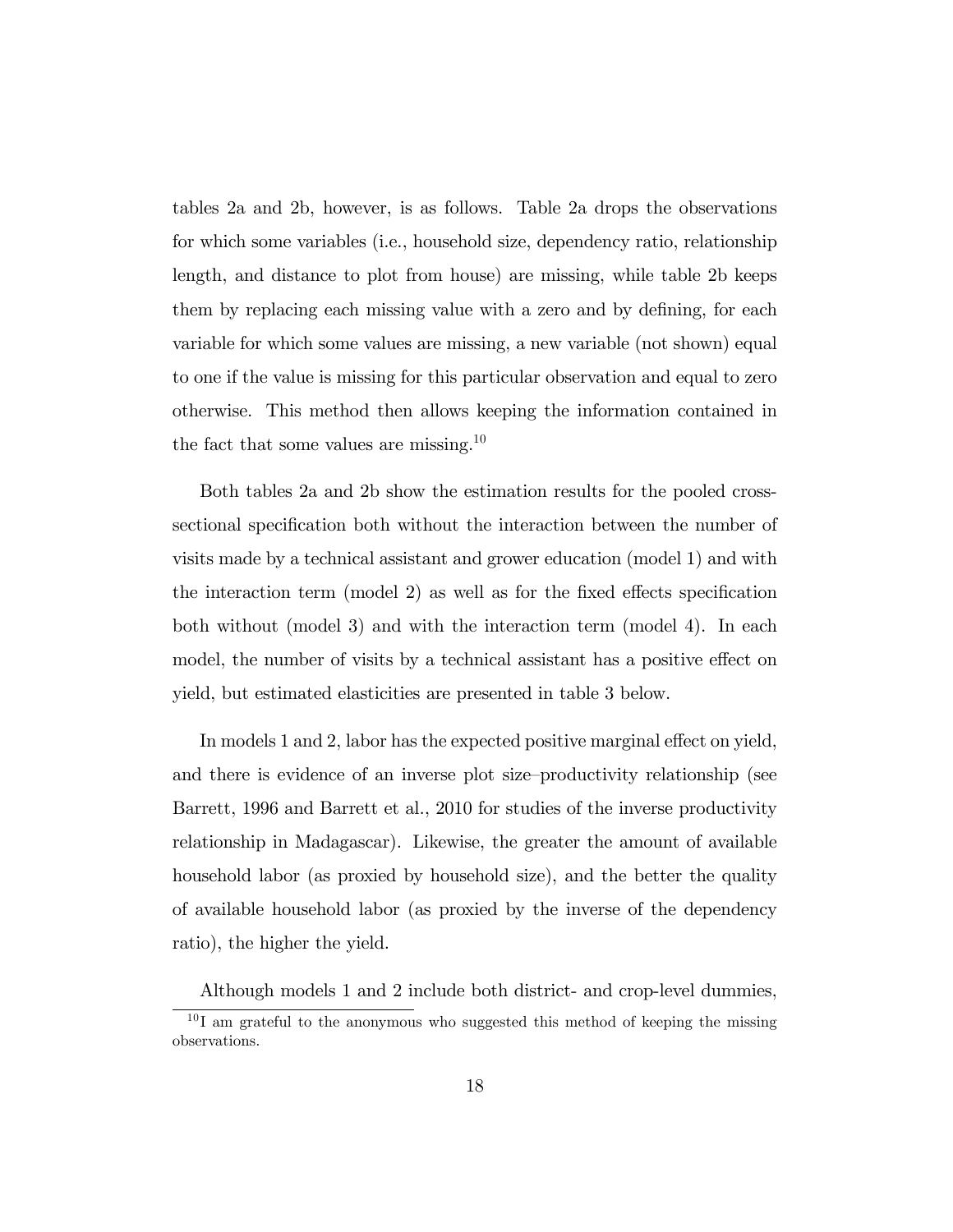tables 2a and 2b, however, is as follows. Table 2a drops the observations for which some variables (i.e., household size, dependency ratio, relationship length, and distance to plot from house) are missing, while table 2b keeps them by replacing each missing value with a zero and by defining, for each variable for which some values are missing, a new variable (not shown) equal to one if the value is missing for this particular observation and equal to zero otherwise. This method then allows keeping the information contained in the fact that some values are missing.[10]

Both tables 2a and 2b show the estimation results for the pooled cross-sectional specification both without the interaction between the number of visits made by a technical assistant and grower education (model 1) and with the interaction term (model 2) as well as for the fixed effects specification both without (model 3) and with the interaction term (model 4). In each model, the number of visits by a technical assistant has a positive effect on yield, but estimated elasticities are presented in table 3 below.

In models 1 and 2, labor has the expected positive marginal effect on yield, and there is evidence of an inverse plot size–productivity relationship (see Barrett, 1996 and Barrett et al., 2010 for studies of the inverse productivity relationship in Madagascar). Likewise, the greater the amount of available household labor (as proxied by household size), and the better the quality of available household labor (as proxied by the inverse of the dependency ratio), the higher the yield.

Although models 1 and 2 include both district- and crop-level dummies,

[10] I am grateful to the anonymous who suggested this method of keeping the missing observations.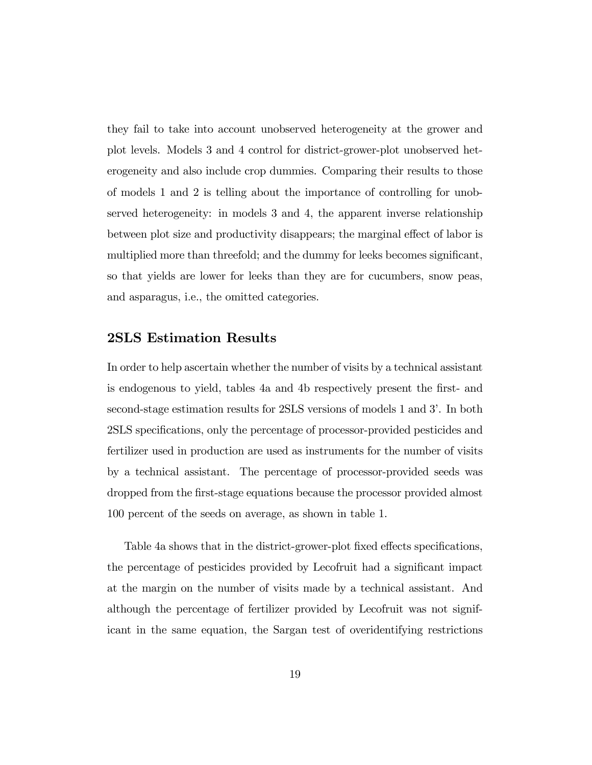they fail to take into account unobserved heterogeneity at the grower and plot levels. Models 3 and 4 control for district-grower-plot unobserved heterogeneity and also include crop dummies. Comparing their results to those of models 1 and 2 is telling about the importance of controlling for unobserved heterogeneity: in models 3 and 4, the apparent inverse relationship between plot size and productivity disappears; the marginal effect of labor is multiplied more than threefold; and the dummy for leeks becomes significant, so that yields are lower for leeks than they are for cucumbers, snow peas, and asparagus, i.e., the omitted categories.

### 2SLS Estimation Results

In order to help ascertain whether the number of visits by a technical assistant is endogenous to yield, tables 4a and 4b respectively present the first- and second-stage estimation results for 2SLS versions of models 1 and 3'. In both 2SLS specifications, only the percentage of processor-provided pesticides and fertilizer used in production are used as instruments for the number of visits by a technical assistant. The percentage of processor-provided seeds was dropped from the first-stage equations because the processor provided almost 100 percent of the seeds on average, as shown in table 1.

Table 4a shows that in the district-grower-plot fixed effects specifications, the percentage of pesticides provided by Lecofruit had a significant impact at the margin on the number of visits made by a technical assistant. And although the percentage of fertilizer provided by Lecofruit was not significant in the same equation, the Sargan test of overidentifying restrictions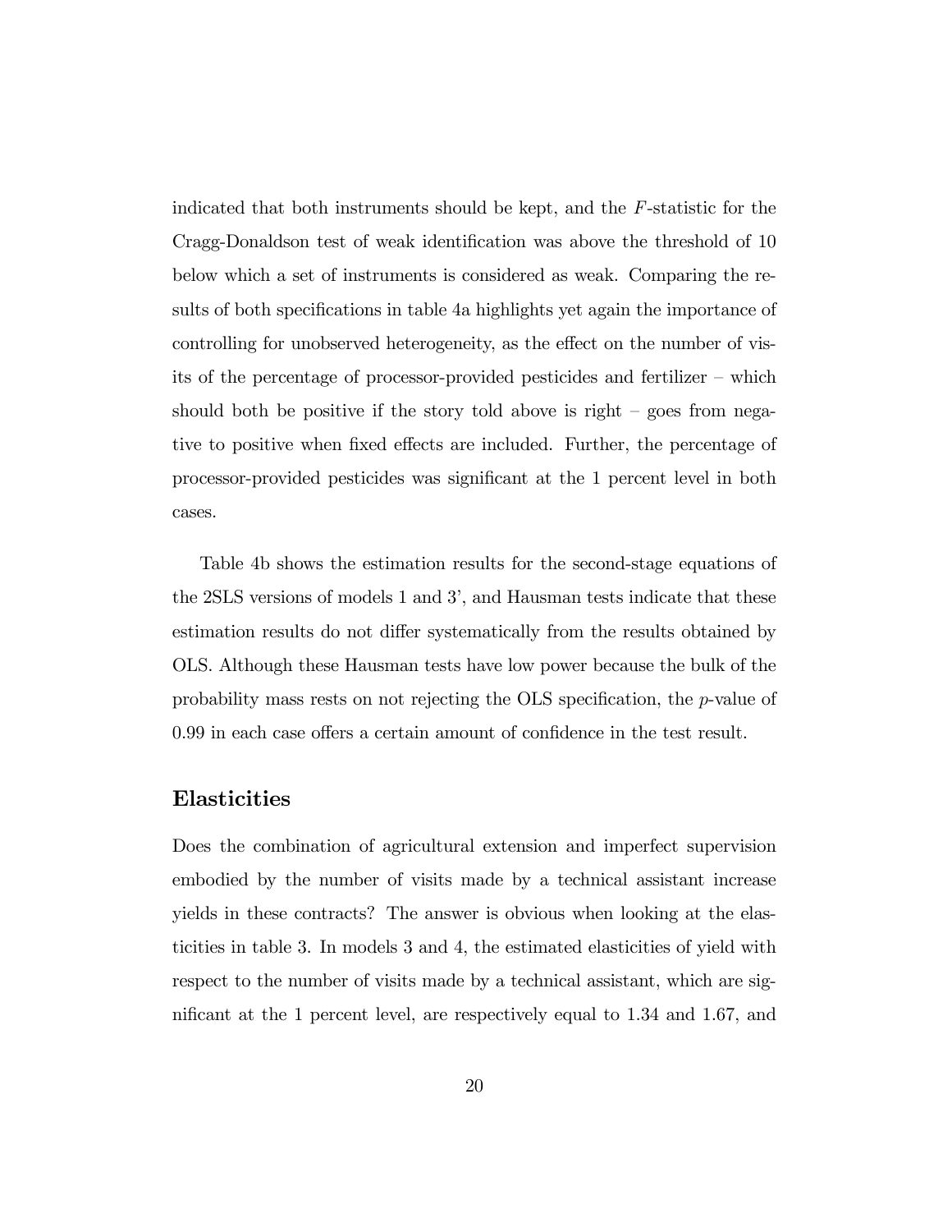indicated that both instruments should be kept, and the $F$-statistic for the Cragg-Donaldson test of weak identification was above the threshold of 10 below which a set of instruments is considered as weak. Comparing the results of both specifications in table 4a highlights yet again the importance of controlling for unobserved heterogeneity, as the effect on the number of visits of the percentage of processor-provided pesticides and fertilizer – which should both be positive if the story told above is right – goes from negative to positive when fixed effects are included. Further, the percentage of processor-provided pesticides was significant at the 1 percent level in both cases.

Table 4b shows the estimation results for the second-stage equations of the 2SLS versions of models 1 and 3', and Hausman tests indicate that these estimation results do not differ systematically from the results obtained by OLS. Although these Hausman tests have low power because the bulk of the probability mass rests on not rejecting the OLS specification, the $p$-value of 0.99 in each case offers a certain amount of confidence in the test result.

## Elasticities

Does the combination of agricultural extension and imperfect supervision embodied by the number of visits made by a technical assistant increase yields in these contracts? The answer is obvious when looking at the elasticities in table 3. In models 3 and 4, the estimated elasticities of yield with respect to the number of visits made by a technical assistant, which are significant at the 1 percent level, are respectively equal to 1.34 and 1.67, and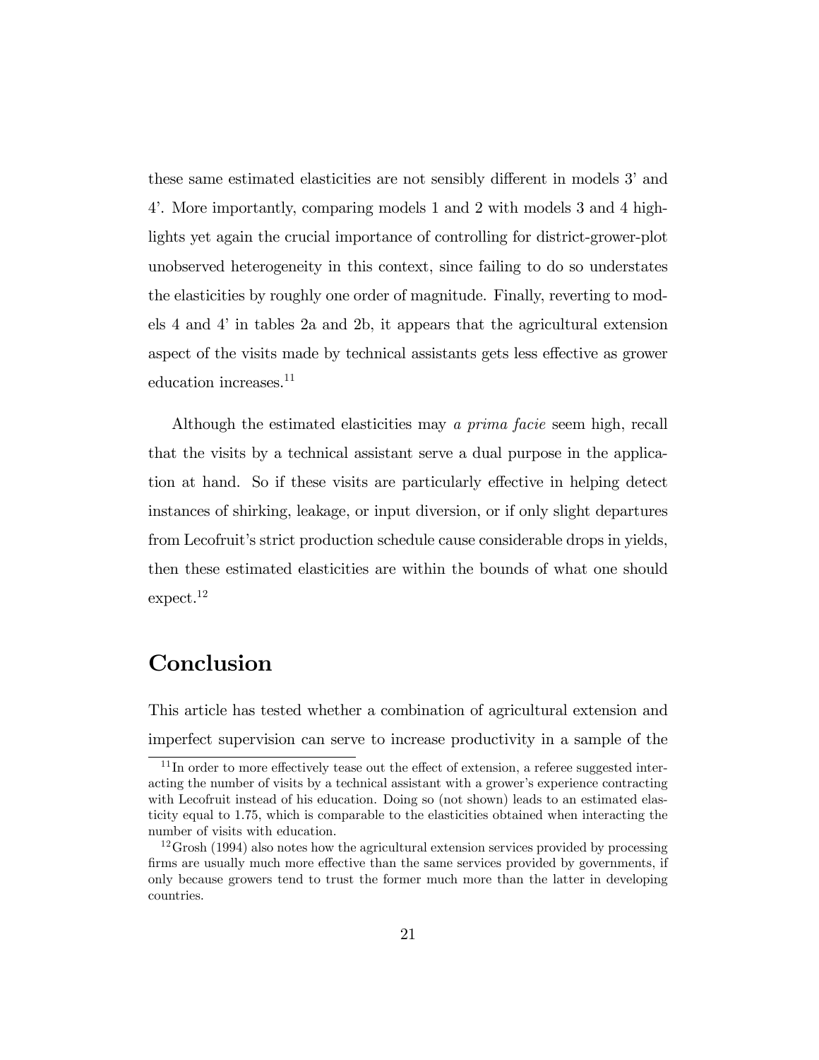these same estimated elasticities are not sensibly different in models 3' and 4'. More importantly, comparing models 1 and 2 with models 3 and 4 highlights yet again the crucial importance of controlling for district-grower-plot unobserved heterogeneity in this context, since failing to do so understates the elasticities by roughly one order of magnitude. Finally, reverting to models 4 and 4' in tables 2a and 2b, it appears that the agricultural extension aspect of the visits made by technical assistants gets less effective as grower education increases.[11]

Although the estimated elasticities may *a prima facie* seem high, recall that the visits by a technical assistant serve a dual purpose in the application at hand. So if these visits are particularly effective in helping detect instances of shirking, leakage, or input diversion, or if only slight departures from Lecofruit's strict production schedule cause considerable drops in yields, then these estimated elasticities are within the bounds of what one should expect.[12]

# Conclusion

This article has tested whether a combination of agricultural extension and imperfect supervision can serve to increase productivity in a sample of the

[11] In order to more effectively tease out the effect of extension, a referee suggested interacting the number of visits by a technical assistant with a grower's experience contracting with Lecofruit instead of his education. Doing so (not shown) leads to an estimated elasticity equal to 1.75, which is comparable to the elasticities obtained when interacting the number of visits with education.

[12] Grosh (1994) also notes how the agricultural extension services provided by processing firms are usually much more effective than the same services provided by governments, if only because growers tend to trust the former much more than the latter in developing countries.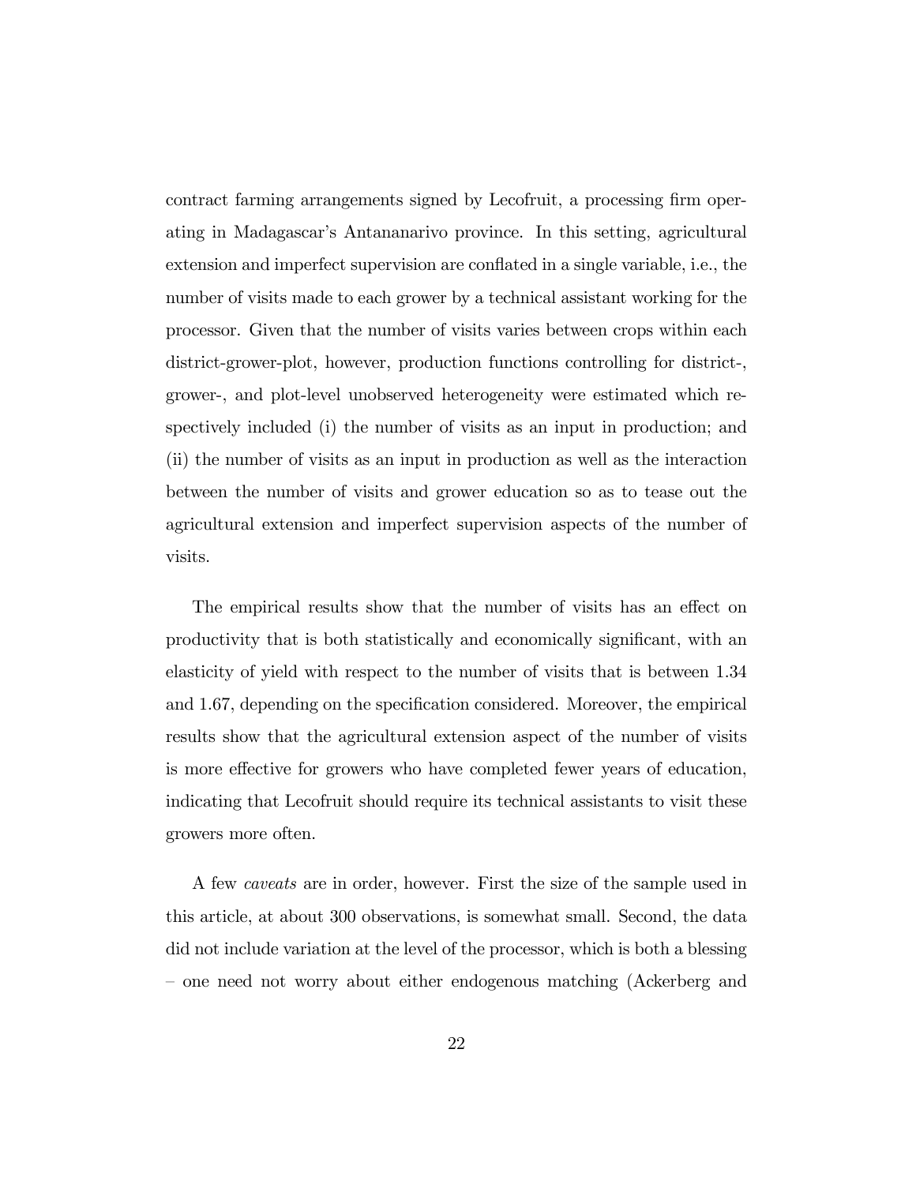contract farming arrangements signed by Lecofruit, a processing firm operating in Madagascar's Antananarivo province. In this setting, agricultural extension and imperfect supervision are conflated in a single variable, i.e., the number of visits made to each grower by a technical assistant working for the processor. Given that the number of visits varies between crops within each district-grower-plot, however, production functions controlling for district-, grower-, and plot-level unobserved heterogeneity were estimated which respectively included (i) the number of visits as an input in production; and (ii) the number of visits as an input in production as well as the interaction between the number of visits and grower education so as to tease out the agricultural extension and imperfect supervision aspects of the number of visits.

The empirical results show that the number of visits has an effect on productivity that is both statistically and economically significant, with an elasticity of yield with respect to the number of visits that is between 1.34 and 1.67, depending on the specification considered. Moreover, the empirical results show that the agricultural extension aspect of the number of visits is more effective for growers who have completed fewer years of education, indicating that Lecofruit should require its technical assistants to visit these growers more often.

A few *caveats* are in order, however. First the size of the sample used in this article, at about 300 observations, is somewhat small. Second, the data did not include variation at the level of the processor, which is both a blessing – one need not worry about either endogenous matching (Ackerberg and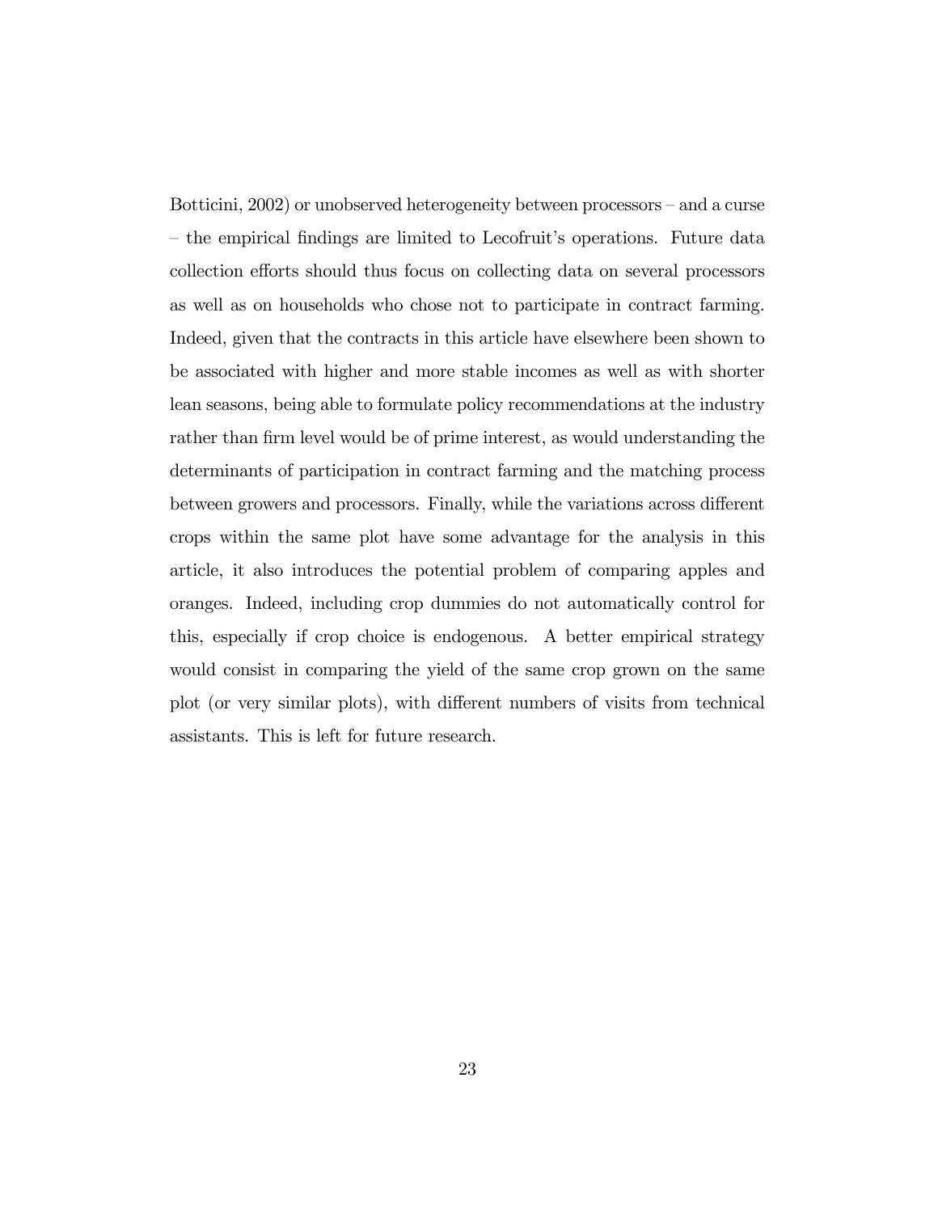Botticini, 2002) or unobserved heterogeneity between processors – and a curse – the empirical findings are limited to Lecofruit's operations. Future data collection efforts should thus focus on collecting data on several processors as well as on households who chose not to participate in contract farming. Indeed, given that the contracts in this article have elsewhere been shown to be associated with higher and more stable incomes as well as with shorter lean seasons, being able to formulate policy recommendations at the industry rather than firm level would be of prime interest, as would understanding the determinants of participation in contract farming and the matching process between growers and processors. Finally, while the variations across different crops within the same plot have some advantage for the analysis in this article, it also introduces the potential problem of comparing apples and oranges. Indeed, including crop dummies do not automatically control for this, especially if crop choice is endogenous. A better empirical strategy would consist in comparing the yield of the same crop grown on the same plot (or very similar plots), with different numbers of visits from technical assistants. This is left for future research.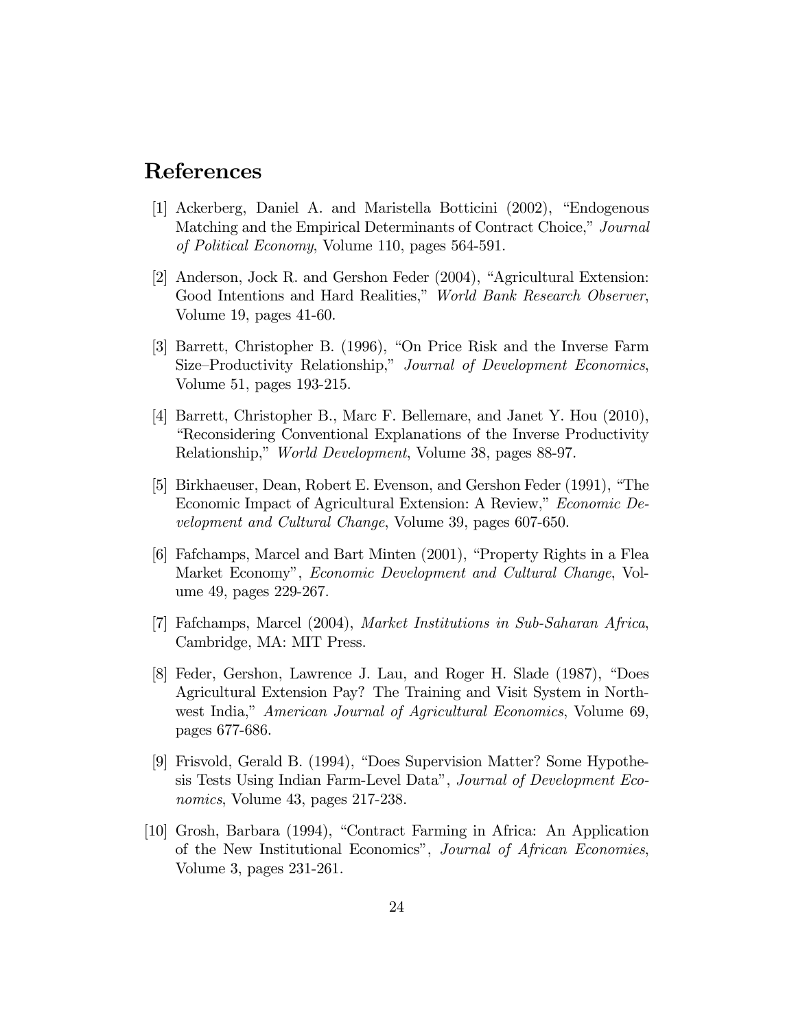# References

[1] Ackerberg, Daniel A. and Maristella Botticini (2002), "Endogenous Matching and the Empirical Determinants of Contract Choice," *Journal of Political Economy*, Volume 110, pages 564-591.

[2] Anderson, Jock R. and Gershon Feder (2004), "Agricultural Extension: Good Intentions and Hard Realities," *World Bank Research Observer*, Volume 19, pages 41-60.

[3] Barrett, Christopher B. (1996), "On Price Risk and the Inverse Farm Size–Productivity Relationship," *Journal of Development Economics*, Volume 51, pages 193-215.

[4] Barrett, Christopher B., Marc F. Bellemare, and Janet Y. Hou (2010), "Reconsidering Conventional Explanations of the Inverse Productivity Relationship," *World Development*, Volume 38, pages 88-97.

[5] Birkhaeuser, Dean, Robert E. Evenson, and Gershon Feder (1991), "The Economic Impact of Agricultural Extension: A Review," *Economic Development and Cultural Change*, Volume 39, pages 607-650.

[6] Fafchamps, Marcel and Bart Minten (2001), "Property Rights in a Flea Market Economy", *Economic Development and Cultural Change*, Volume 49, pages 229-267.

[7] Fafchamps, Marcel (2004), *Market Institutions in Sub-Saharan Africa*, Cambridge, MA: MIT Press.

[8] Feder, Gershon, Lawrence J. Lau, and Roger H. Slade (1987), "Does Agricultural Extension Pay? The Training and Visit System in Northwest India," *American Journal of Agricultural Economics*, Volume 69, pages 677-686.

[9] Frisvold, Gerald B. (1994), "Does Supervision Matter? Some Hypothesis Tests Using Indian Farm-Level Data", *Journal of Development Economics*, Volume 43, pages 217-238.

[10] Grosh, Barbara (1994), "Contract Farming in Africa: An Application of the New Institutional Economics", *Journal of African Economies*, Volume 3, pages 231-261.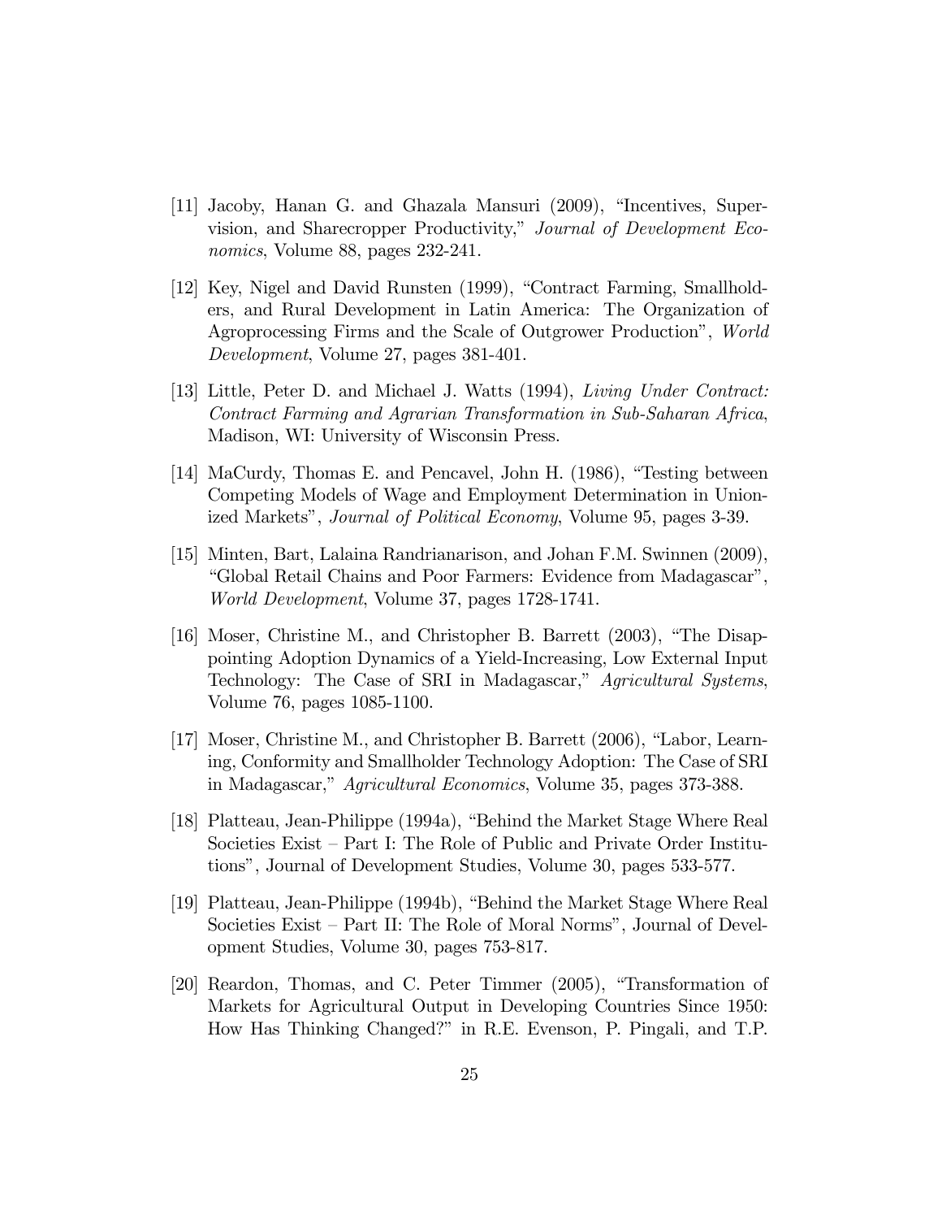[11] Jacoby, Hanan G. and Ghazala Mansuri (2009), "Incentives, Supervision, and Sharecropper Productivity," *Journal of Development Economics*, Volume 88, pages 232-241.

[12] Key, Nigel and David Runsten (1999), "Contract Farming, Smallholders, and Rural Development in Latin America: The Organization of Agroprocessing Firms and the Scale of Outgrower Production", *World Development*, Volume 27, pages 381-401.

[13] Little, Peter D. and Michael J. Watts (1994), *Living Under Contract: Contract Farming and Agrarian Transformation in Sub-Saharan Africa*, Madison, WI: University of Wisconsin Press.

[14] MaCurdy, Thomas E. and Pencavel, John H. (1986), "Testing between Competing Models of Wage and Employment Determination in Unionized Markets", *Journal of Political Economy*, Volume 95, pages 3-39.

[15] Minten, Bart, Lalaina Randrianarison, and Johan F.M. Swinnen (2009), "Global Retail Chains and Poor Farmers: Evidence from Madagascar", *World Development*, Volume 37, pages 1728-1741.

[16] Moser, Christine M., and Christopher B. Barrett (2003), "The Disappointing Adoption Dynamics of a Yield-Increasing, Low External Input Technology: The Case of SRI in Madagascar," *Agricultural Systems*, Volume 76, pages 1085-1100.

[17] Moser, Christine M., and Christopher B. Barrett (2006), "Labor, Learning, Conformity and Smallholder Technology Adoption: The Case of SRI in Madagascar," *Agricultural Economics*, Volume 35, pages 373-388.

[18] Platteau, Jean-Philippe (1994a), "Behind the Market Stage Where Real Societies Exist – Part I: The Role of Public and Private Order Institutions", Journal of Development Studies, Volume 30, pages 533-577.

[19] Platteau, Jean-Philippe (1994b), "Behind the Market Stage Where Real Societies Exist – Part II: The Role of Moral Norms", Journal of Development Studies, Volume 30, pages 753-817.

[20] Reardon, Thomas, and C. Peter Timmer (2005), "Transformation of Markets for Agricultural Output in Developing Countries Since 1950: How Has Thinking Changed?" in R.E. Evenson, P. Pingali, and T.P.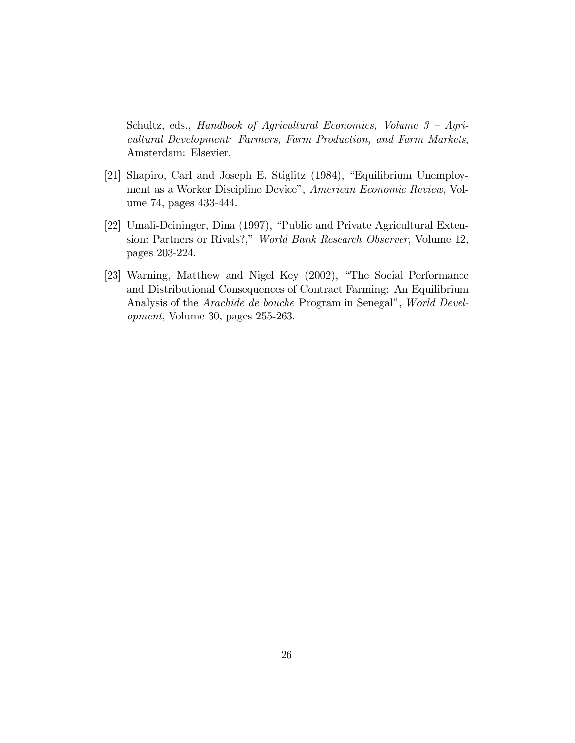Schultz, eds., *Handbook of Agricultural Economics, Volume 3 – Agricultural Development: Farmers, Farm Production, and Farm Markets*, Amsterdam: Elsevier.

[21] Shapiro, Carl and Joseph E. Stiglitz (1984), "Equilibrium Unemployment as a Worker Discipline Device", *American Economic Review*, Volume 74, pages 433-444.

[22] Umali-Deininger, Dina (1997), "Public and Private Agricultural Extension: Partners or Rivals?," *World Bank Research Observer*, Volume 12, pages 203-224.

[23] Warning, Matthew and Nigel Key (2002), "The Social Performance and Distributional Consequences of Contract Farming: An Equilibrium Analysis of the *Arachide de bouche* Program in Senegal", *World Development*, Volume 30, pages 255-263.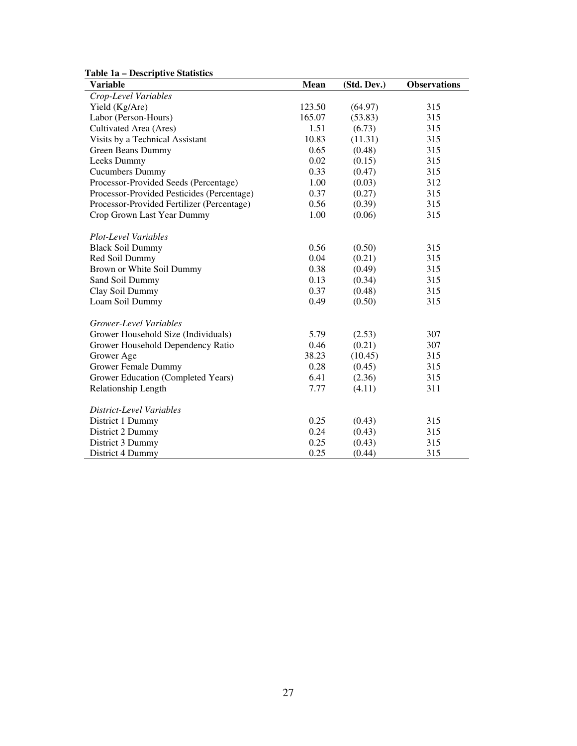**Table 1a – Descriptive Statistics**

| Variable | Mean | (Std. Dev.) | Observations |
|---|---|---|---|
| *Crop-Level Variables* | | | |
| Yield (Kg/Are) | 123.50 | (64.97) | 315 |
| Labor (Person-Hours) | 165.07 | (53.83) | 315 |
| Cultivated Area (Ares) | 1.51 | (6.73) | 315 |
| Visits by a Technical Assistant | 10.83 | (11.31) | 315 |
| Green Beans Dummy | 0.65 | (0.48) | 315 |
| Leeks Dummy | 0.02 | (0.15) | 315 |
| Cucumbers Dummy | 0.33 | (0.47) | 315 |
| Processor-Provided Seeds (Percentage) | 1.00 | (0.03) | 312 |
| Processor-Provided Pesticides (Percentage) | 0.37 | (0.27) | 315 |
| Processor-Provided Fertilizer (Percentage) | 0.56 | (0.39) | 315 |
| Crop Grown Last Year Dummy | 1.00 | (0.06) | 315 |
| *Plot-Level Variables* | | | |
| Black Soil Dummy | 0.56 | (0.50) | 315 |
| Red Soil Dummy | 0.04 | (0.21) | 315 |
| Brown or White Soil Dummy | 0.38 | (0.49) | 315 |
| Sand Soil Dummy | 0.13 | (0.34) | 315 |
| Clay Soil Dummy | 0.37 | (0.48) | 315 |
| Loam Soil Dummy | 0.49 | (0.50) | 315 |
| *Grower-Level Variables* | | | |
| Grower Household Size (Individuals) | 5.79 | (2.53) | 307 |
| Grower Household Dependency Ratio | 0.46 | (0.21) | 307 |
| Grower Age | 38.23 | (10.45) | 315 |
| Grower Female Dummy | 0.28 | (0.45) | 315 |
| Grower Education (Completed Years) | 6.41 | (2.36) | 315 |
| Relationship Length | 7.77 | (4.11) | 311 |
| *District-Level Variables* | | | |
| District 1 Dummy | 0.25 | (0.43) | 315 |
| District 2 Dummy | 0.24 | (0.43) | 315 |
| District 3 Dummy | 0.25 | (0.43) | 315 |
| District 4 Dummy | 0.25 | (0.44) | 315 |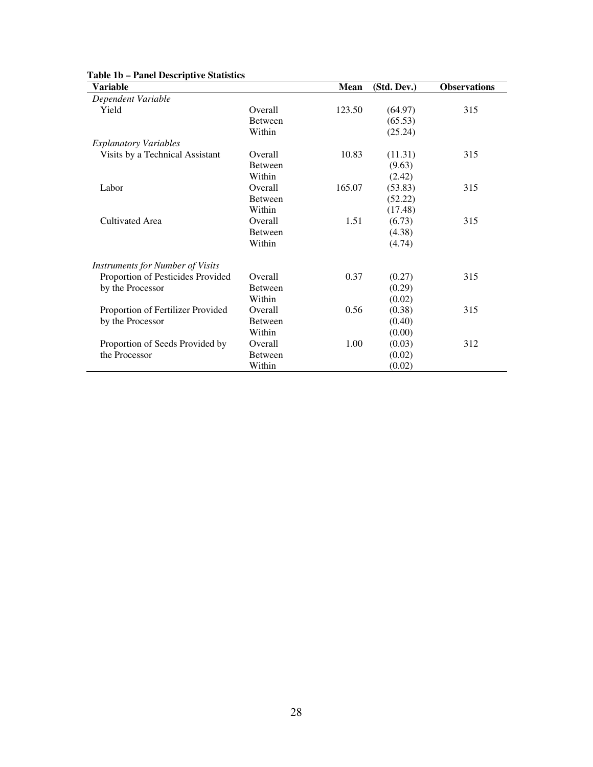**Table 1b – Panel Descriptive Statistics**

| Variable | | Mean | (Std. Dev.) | Observations |
|---|---|---|---|---|
| *Dependent Variable* | | | | |
| Yield | Overall | 123.50 | (64.97) | 315 |
| | Between | | (65.53) | |
| | Within | | (25.24) | |
| *Explanatory Variables* | | | | |
| Visits by a Technical Assistant | Overall | 10.83 | (11.31) | 315 |
| | Between | | (9.63) | |
| | Within | | (2.42) | |
| Labor | Overall | 165.07 | (53.83) | 315 |
| | Between | | (52.22) | |
| | Within | | (17.48) | |
| Cultivated Area | Overall | 1.51 | (6.73) | 315 |
| | Between | | (4.38) | |
| | Within | | (4.74) | |
| *Instruments for Number of Visits* | | | | |
| Proportion of Pesticides Provided by the Processor | Overall | 0.37 | (0.27) | 315 |
| | Between | | (0.29) | |
| | Within | | (0.02) | |
| Proportion of Fertilizer Provided by the Processor | Overall | 0.56 | (0.38) | 315 |
| | Between | | (0.40) | |
| | Within | | (0.00) | |
| Proportion of Seeds Provided by the Processor | Overall | 1.00 | (0.03) | 312 |
| | Between | | (0.02) | |
| | Within | | (0.02) | |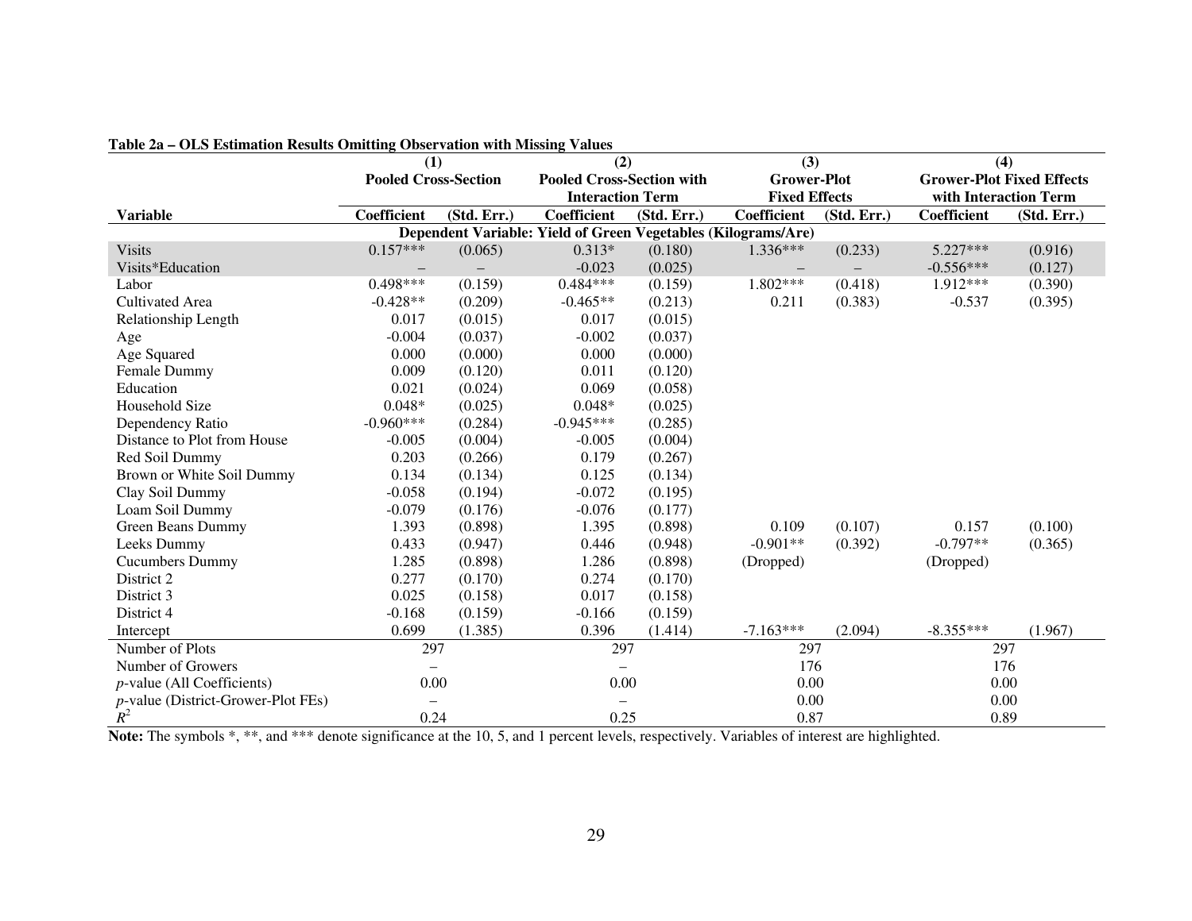**Table 2a – OLS Estimation Results Omitting Observation with Missing Values**

| Variable | (1) Pooled Cross-Section Coefficient | (1) (Std. Err.) | (2) Pooled Cross-Section with Interaction Term Coefficient | (2) (Std. Err.) | (3) Grower-Plot Fixed Effects Coefficient | (3) (Std. Err.) | (4) Grower-Plot Fixed Effects with Interaction Term Coefficient | (4) (Std. Err.) |
|---|---|---|---|---|---|---|---|---|
| | **Dependent Variable: Yield of Green Vegetables (Kilograms/Are)** | | | | | | | |
| Visits | 0.157*** | (0.065) | 0.313* | (0.180) | 1.336*** | (0.233) | 5.227*** | (0.916) |
| Visits*Education | – | – | -0.023 | (0.025) | – | – | -0.556*** | (0.127) |
| Labor | 0.498*** | (0.159) | 0.484*** | (0.159) | 1.802*** | (0.418) | 1.912*** | (0.390) |
| Cultivated Area | -0.428** | (0.209) | -0.465** | (0.213) | 0.211 | (0.383) | -0.537 | (0.395) |
| Relationship Length | 0.017 | (0.015) | 0.017 | (0.015) | | | | |
| Age | -0.004 | (0.037) | -0.002 | (0.037) | | | | |
| Age Squared | 0.000 | (0.000) | 0.000 | (0.000) | | | | |
| Female Dummy | 0.009 | (0.120) | 0.011 | (0.120) | | | | |
| Education | 0.021 | (0.024) | 0.069 | (0.058) | | | | |
| Household Size | 0.048* | (0.025) | 0.048* | (0.025) | | | | |
| Dependency Ratio | -0.960*** | (0.284) | -0.945*** | (0.285) | | | | |
| Distance to Plot from House | -0.005 | (0.004) | -0.005 | (0.004) | | | | |
| Red Soil Dummy | 0.203 | (0.266) | 0.179 | (0.267) | | | | |
| Brown or White Soil Dummy | 0.134 | (0.134) | 0.125 | (0.134) | | | | |
| Clay Soil Dummy | -0.058 | (0.194) | -0.072 | (0.195) | | | | |
| Loam Soil Dummy | -0.079 | (0.176) | -0.076 | (0.177) | | | | |
| Green Beans Dummy | 1.393 | (0.898) | 1.395 | (0.898) | 0.109 | (0.107) | 0.157 | (0.100) |
| Leeks Dummy | 0.433 | (0.947) | 0.446 | (0.948) | -0.901** | (0.392) | -0.797** | (0.365) |
| Cucumbers Dummy | 1.285 | (0.898) | 1.286 | (0.898) | (Dropped) | | (Dropped) | |
| District 2 | 0.277 | (0.170) | 0.274 | (0.170) | | | | |
| District 3 | 0.025 | (0.158) | 0.017 | (0.158) | | | | |
| District 4 | -0.168 | (0.159) | -0.166 | (0.159) | | | | |
| Intercept | 0.699 | (1.385) | 0.396 | (1.414) | -7.163*** | (2.094) | -8.355*** | (1.967) |
| Number of Plots | 297 | | 297 | | 297 | | 297 | |
| Number of Growers | – | | – | | 176 | | 176 | |
| *p*-value (All Coefficients) | 0.00 | | 0.00 | | 0.00 | | 0.00 | |
| *p*-value (District-Grower-Plot FEs) | – | | – | | 0.00 | | 0.00 | |
| $R^2$ | 0.24 | | 0.25 | | 0.87 | | 0.89 | |

**Note:** The symbols *, **, and *** denote significance at the 10, 5, and 1 percent levels, respectively. Variables of interest are highlighted.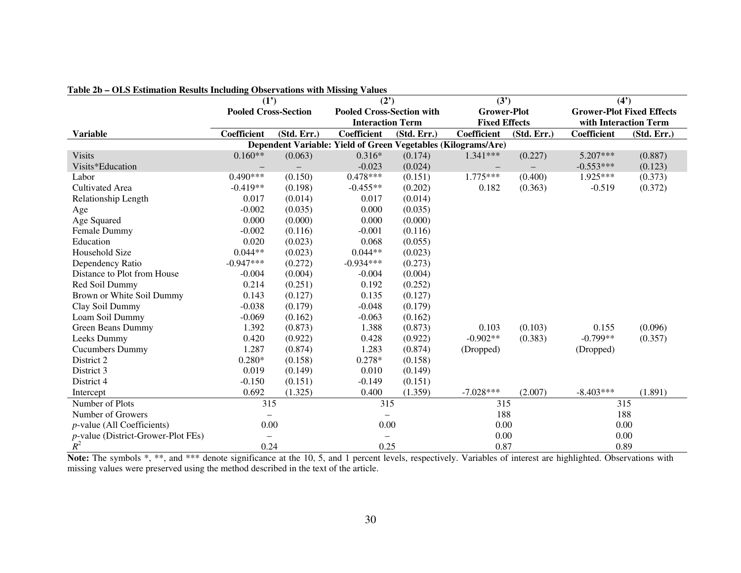**Table 2b – OLS Estimation Results Including Observations with Missing Values**

| | (1') | | (2') | | (3') | | (4') | |
|---|---|---|---|---|---|---|---|---|
| | **Pooled Cross-Section** | | **Pooled Cross-Section with Interaction Term** | | **Grower-Plot Fixed Effects** | | **Grower-Plot Fixed Effects with Interaction Term** | |
| **Variable** | **Coefficient** | **(Std. Err.)** | **Coefficient** | **(Std. Err.)** | **Coefficient** | **(Std. Err.)** | **Coefficient** | **(Std. Err.)** |
| **Dependent Variable: Yield of Green Vegetables (Kilograms/Are)** | | | | | | | | |
| Visits | 0.160** | (0.063) | 0.316* | (0.174) | 1.341*** | (0.227) | 5.207*** | (0.887) |
| Visits*Education | – | – | -0.023 | (0.024) | – | – | -0.553*** | (0.123) |
| Labor | 0.490*** | (0.150) | 0.478*** | (0.151) | 1.775*** | (0.400) | 1.925*** | (0.373) |
| Cultivated Area | -0.419** | (0.198) | -0.455** | (0.202) | 0.182 | (0.363) | -0.519 | (0.372) |
| Relationship Length | 0.017 | (0.014) | 0.017 | (0.014) | | | | |
| Age | -0.002 | (0.035) | 0.000 | (0.035) | | | | |
| Age Squared | 0.000 | (0.000) | 0.000 | (0.000) | | | | |
| Female Dummy | -0.002 | (0.116) | -0.001 | (0.116) | | | | |
| Education | 0.020 | (0.023) | 0.068 | (0.055) | | | | |
| Household Size | 0.044** | (0.023) | 0.044** | (0.023) | | | | |
| Dependency Ratio | -0.947*** | (0.272) | -0.934*** | (0.273) | | | | |
| Distance to Plot from House | -0.004 | (0.004) | -0.004 | (0.004) | | | | |
| Red Soil Dummy | 0.214 | (0.251) | 0.192 | (0.252) | | | | |
| Brown or White Soil Dummy | 0.143 | (0.127) | 0.135 | (0.127) | | | | |
| Clay Soil Dummy | -0.038 | (0.179) | -0.048 | (0.179) | | | | |
| Loam Soil Dummy | -0.069 | (0.162) | -0.063 | (0.162) | | | | |
| Green Beans Dummy | 1.392 | (0.873) | 1.388 | (0.873) | 0.103 | (0.103) | 0.155 | (0.096) |
| Leeks Dummy | 0.420 | (0.922) | 0.428 | (0.922) | -0.902** | (0.383) | -0.799** | (0.357) |
| Cucumbers Dummy | 1.287 | (0.874) | 1.283 | (0.874) | (Dropped) | | (Dropped) | |
| District 2 | 0.280* | (0.158) | 0.278* | (0.158) | | | | |
| District 3 | 0.019 | (0.149) | 0.010 | (0.149) | | | | |
| District 4 | -0.150 | (0.151) | -0.149 | (0.151) | | | | |
| Intercept | 0.692 | (1.325) | 0.400 | (1.359) | -7.028*** | (2.007) | -8.403*** | (1.891) |
| Number of Plots | 315 | | 315 | | 315 | | 315 | |
| Number of Growers | – | | – | | 188 | | 188 | |
| *p*-value (All Coefficients) | 0.00 | | 0.00 | | 0.00 | | 0.00 | |
| *p*-value (District-Grower-Plot FEs) | – | | – | | 0.00 | | 0.00 | |
| $R^2$ | 0.24 | | 0.25 | | 0.87 | | 0.89 | |

**Note:** The symbols *, **, and *** denote significance at the 10, 5, and 1 percent levels, respectively. Variables of interest are highlighted. Observations with missing values were preserved using the method described in the text of the article.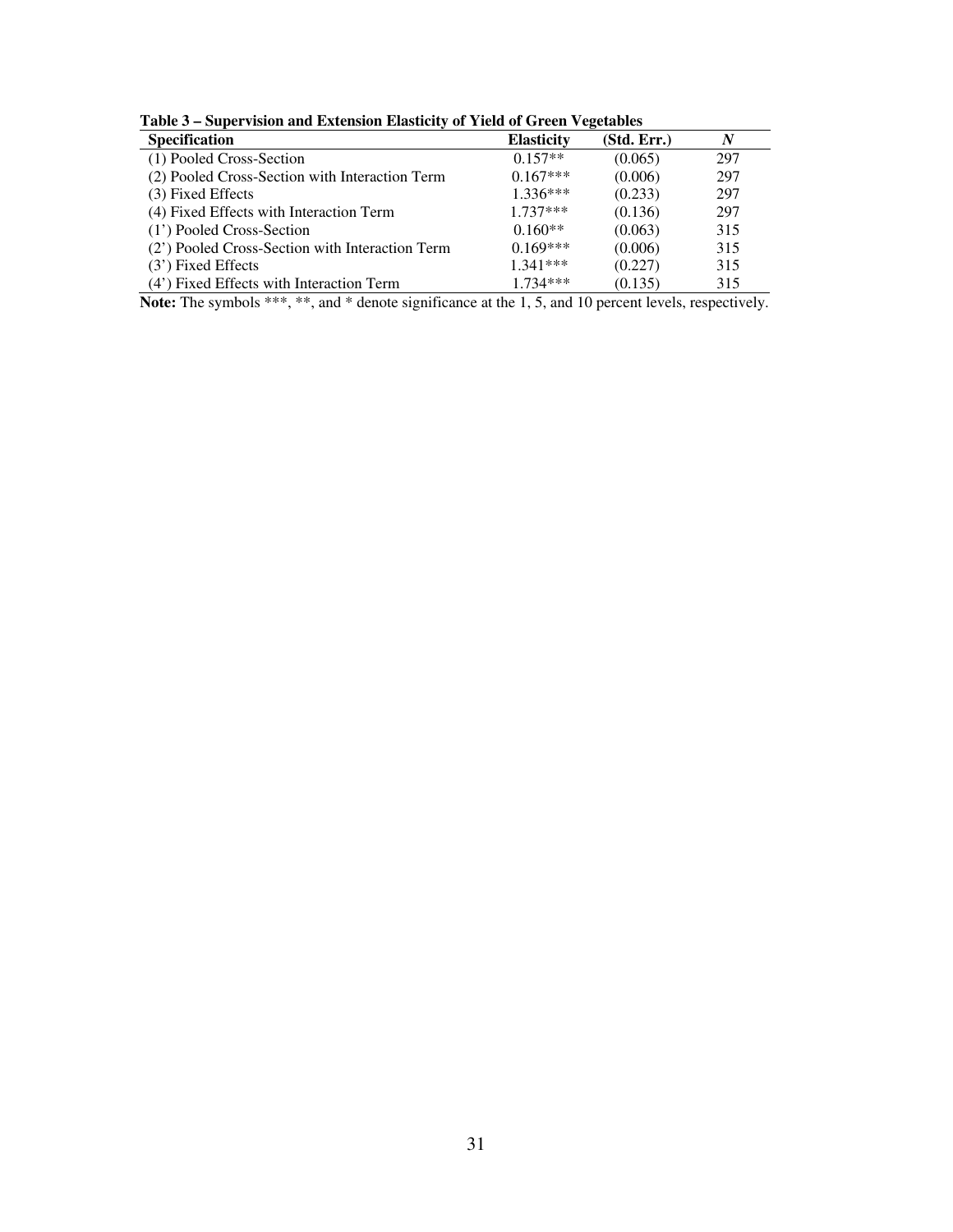**Table 3 – Supervision and Extension Elasticity of Yield of Green Vegetables**

| Specification | Elasticity | (Std. Err.) | *N* |
|---|---|---|---|
| (1) Pooled Cross-Section | 0.157** | (0.065) | 297 |
| (2) Pooled Cross-Section with Interaction Term | 0.167*** | (0.006) | 297 |
| (3) Fixed Effects | 1.336*** | (0.233) | 297 |
| (4) Fixed Effects with Interaction Term | 1.737*** | (0.136) | 297 |
| (1') Pooled Cross-Section | 0.160** | (0.063) | 315 |
| (2') Pooled Cross-Section with Interaction Term | 0.169*** | (0.006) | 315 |
| (3') Fixed Effects | 1.341*** | (0.227) | 315 |
| (4') Fixed Effects with Interaction Term | 1.734*** | (0.135) | 315 |

**Note:** The symbols ***, **, and * denote significance at the 1, 5, and 10 percent levels, respectively.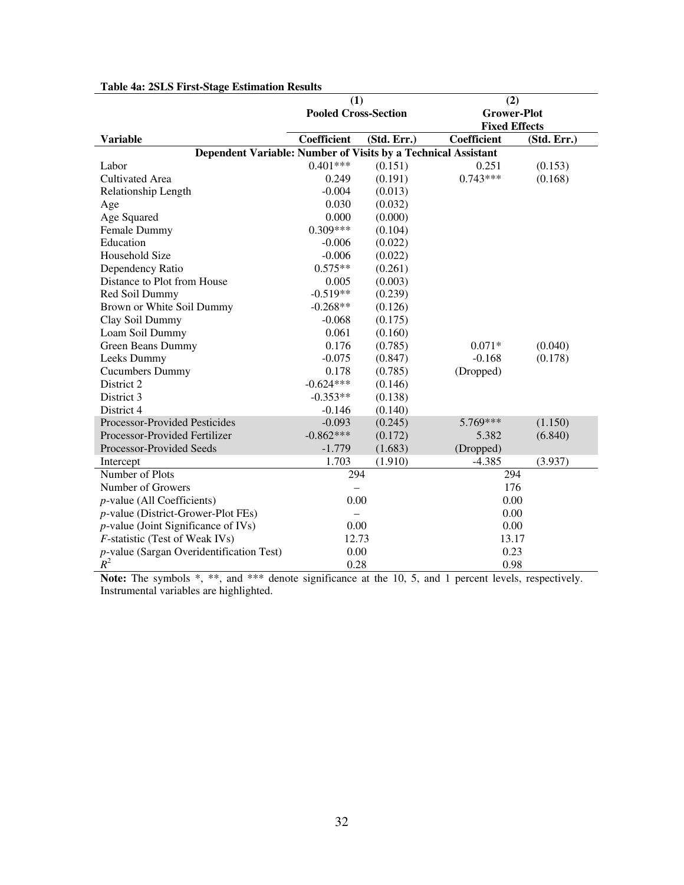**Table 4a: 2SLS First-Stage Estimation Results**

| | (1) | | (2) | |
|---|---|---|---|---|
| | Pooled Cross-Section | | Grower-Plot Fixed Effects | |
| **Variable** | **Coefficient** | **(Std. Err.)** | **Coefficient** | **(Std. Err.)** |
| **Dependent Variable: Number of Visits by a Technical Assistant** | | | | |
| Labor | 0.401*** | (0.151) | 0.251 | (0.153) |
| Cultivated Area | 0.249 | (0.191) | 0.743*** | (0.168) |
| Relationship Length | -0.004 | (0.013) | | |
| Age | 0.030 | (0.032) | | |
| Age Squared | 0.000 | (0.000) | | |
| Female Dummy | 0.309*** | (0.104) | | |
| Education | -0.006 | (0.022) | | |
| Household Size | -0.006 | (0.022) | | |
| Dependency Ratio | 0.575** | (0.261) | | |
| Distance to Plot from House | 0.005 | (0.003) | | |
| Red Soil Dummy | -0.519** | (0.239) | | |
| Brown or White Soil Dummy | -0.268** | (0.126) | | |
| Clay Soil Dummy | -0.068 | (0.175) | | |
| Loam Soil Dummy | 0.061 | (0.160) | | |
| Green Beans Dummy | 0.176 | (0.785) | 0.071* | (0.040) |
| Leeks Dummy | -0.075 | (0.847) | -0.168 | (0.178) |
| Cucumbers Dummy | 0.178 | (0.785) | (Dropped) | |
| District 2 | -0.624*** | (0.146) | | |
| District 3 | -0.353** | (0.138) | | |
| District 4 | -0.146 | (0.140) | | |
| Processor-Provided Pesticides | -0.093 | (0.245) | 5.769*** | (1.150) |
| Processor-Provided Fertilizer | -0.862*** | (0.172) | 5.382 | (6.840) |
| Processor-Provided Seeds | -1.779 | (1.683) | (Dropped) | |
| Intercept | 1.703 | (1.910) | -4.385 | (3.937) |
| Number of Plots | 294 | | 294 | |
| Number of Growers | – | | 176 | |
| *p*-value (All Coefficients) | 0.00 | | 0.00 | |
| *p*-value (District-Grower-Plot FEs) | – | | 0.00 | |
| *p*-value (Joint Significance of IVs) | 0.00 | | 0.00 | |
| *F*-statistic (Test of Weak IVs) | 12.73 | | 13.17 | |
| *p*-value (Sargan Overidentification Test) | 0.00 | | 0.23 | |
| $R^2$ | 0.28 | | 0.98 | |

**Note:** The symbols *, **, and *** denote significance at the 10, 5, and 1 percent levels, respectively. Instrumental variables are highlighted.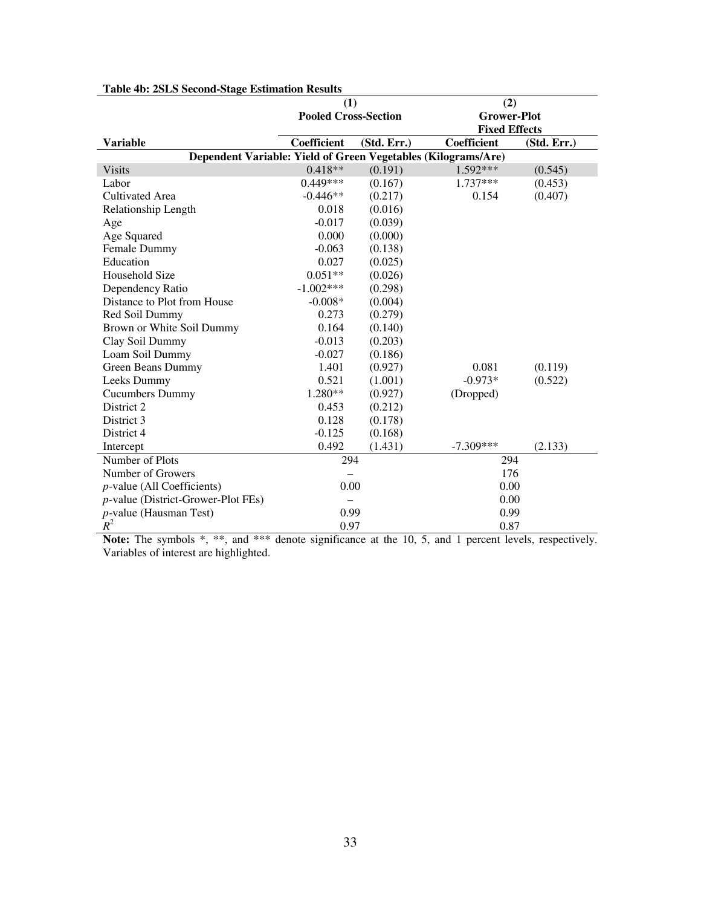**Table 4b: 2SLS Second-Stage Estimation Results**

| | (1) Pooled Cross-Section | | (2) Grower-Plot Fixed Effects | |
|---|---|---|---|---|
| **Variable** | **Coefficient** | **(Std. Err.)** | **Coefficient** | **(Std. Err.)** |
| **Dependent Variable: Yield of Green Vegetables (Kilograms/Are)** | | | | |
| Visits | 0.418** | (0.191) | 1.592*** | (0.545) |
| Labor | 0.449*** | (0.167) | 1.737*** | (0.453) |
| Cultivated Area | -0.446** | (0.217) | 0.154 | (0.407) |
| Relationship Length | 0.018 | (0.016) | | |
| Age | -0.017 | (0.039) | | |
| Age Squared | 0.000 | (0.000) | | |
| Female Dummy | -0.063 | (0.138) | | |
| Education | 0.027 | (0.025) | | |
| Household Size | 0.051** | (0.026) | | |
| Dependency Ratio | -1.002*** | (0.298) | | |
| Distance to Plot from House | -0.008* | (0.004) | | |
| Red Soil Dummy | 0.273 | (0.279) | | |
| Brown or White Soil Dummy | 0.164 | (0.140) | | |
| Clay Soil Dummy | -0.013 | (0.203) | | |
| Loam Soil Dummy | -0.027 | (0.186) | | |
| Green Beans Dummy | 1.401 | (0.927) | 0.081 | (0.119) |
| Leeks Dummy | 0.521 | (1.001) | -0.973* | (0.522) |
| Cucumbers Dummy | 1.280** | (0.927) | (Dropped) | |
| District 2 | 0.453 | (0.212) | | |
| District 3 | 0.128 | (0.178) | | |
| District 4 | -0.125 | (0.168) | | |
| Intercept | 0.492 | (1.431) | -7.309*** | (2.133) |
| Number of Plots | 294 | | 294 | |
| Number of Growers | – | | 176 | |
| *p*-value (All Coefficients) | 0.00 | | 0.00 | |
| *p*-value (District-Grower-Plot FEs) | – | | 0.00 | |
| *p*-value (Hausman Test) | 0.99 | | 0.99 | |
| $R^2$ | 0.97 | | 0.87 | |

**Note:** The symbols *, **, and *** denote significance at the 10, 5, and 1 percent levels, respectively. Variables of interest are highlighted.